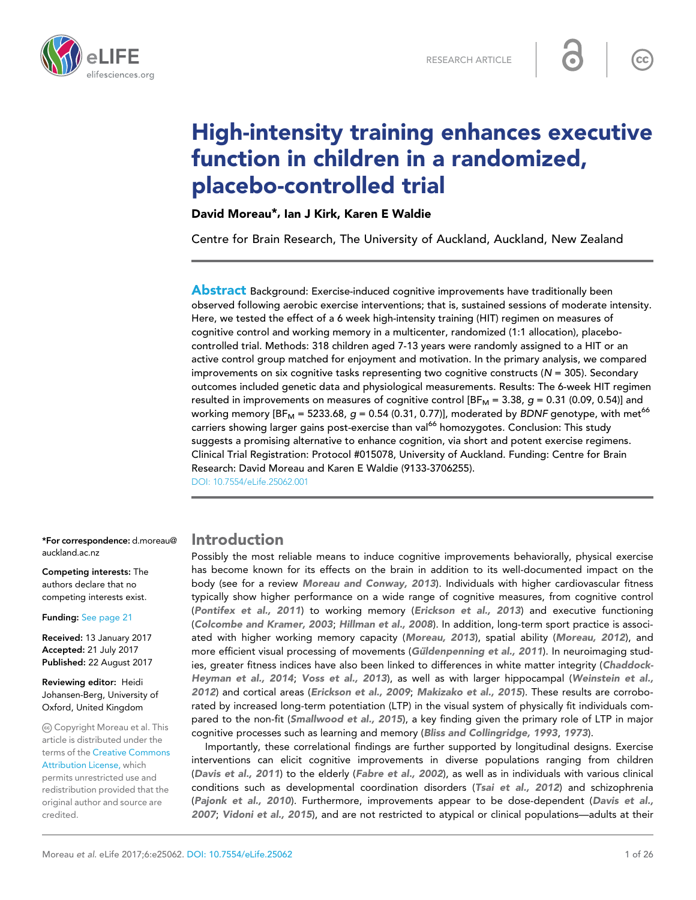# High-intensity training enhances executive function in children in a randomized, placebo-controlled trial

**David Moreau\*, Ian J Kirk, Karen E Waldie**

Centre for Brain Research, The University of Auckland, Auckland, New Zealand

**Abstract** Background: Exercise-induced cognitive improvements have traditionally been observed following aerobic exercise interventions; that is, sustained sessions of moderate intensity. Here, we tested the effect of a 6 week high-intensity training (HIT) regimen on measures of cognitive control and working memory in a multicenter, randomized (1:1 allocation), placebo-controlled trial. Methods: 318 children aged 7-13 years were randomly assigned to a HIT or an active control group matched for enjoyment and motivation. In the primary analysis, we compared improvements on six cognitive tasks representing two cognitive constructs ($N$ = 305). Secondary outcomes included genetic data and physiological measurements. Results: The 6-week HIT regimen resulted in improvements on measures of cognitive control [$BF_M$ = 3.38, $g$ = 0.31 (0.09, 0.54)] and working memory [$BF_M$ = 5233.68, $g$ = 0.54 (0.31, 0.77)], moderated by *BDNF* genotype, with met[66] carriers showing larger gains post-exercise than val[66] homozygotes. Conclusion: This study suggests a promising alternative to enhance cognition, via short and potent exercise regimens. Clinical Trial Registration: Protocol #015078, University of Auckland. Funding: Centre for Brain Research: David Moreau and Karen E Waldie (9133-3706255).

DOI: 10.7554/eLife.25062.001

\*For correspondence: d.moreau@auckland.ac.nz

**Competing interests:** The authors declare that no competing interests exist.

**Funding:** See page 21

**Received:** 13 January 2017
**Accepted:** 21 July 2017
**Published:** 22 August 2017

**Reviewing editor:** Heidi Johansen-Berg, University of Oxford, United Kingdom

© Copyright Moreau et al. This article is distributed under the terms of the Creative Commons Attribution License, which permits unrestricted use and redistribution provided that the original author and source are credited.

## Introduction

Possibly the most reliable means to induce cognitive improvements behaviorally, physical exercise has become known for its effects on the brain in addition to its well-documented impact on the body (see for a review **Moreau and Conway, 2013**). Individuals with higher cardiovascular fitness typically show higher performance on a wide range of cognitive measures, from cognitive control (**Pontifex et al., 2011**) to working memory (**Erickson et al., 2013**) and executive functioning (**Colcombe and Kramer, 2003**; **Hillman et al., 2008**). In addition, long-term sport practice is associated with higher working memory capacity (**Moreau, 2013**), spatial ability (**Moreau, 2012**), and more efficient visual processing of movements (**Güldenpenning et al., 2011**). In neuroimaging studies, greater fitness indices have also been linked to differences in white matter integrity (**Chaddock-Heyman et al., 2014**; **Voss et al., 2013**), as well as with larger hippocampal (**Weinstein et al., 2012**) and cortical areas (**Erickson et al., 2009**; **Makizako et al., 2015**). These results are corroborated by increased long-term potentiation (LTP) in the visual system of physically fit individuals compared to the non-fit (**Smallwood et al., 2015**), a key finding given the primary role of LTP in major cognitive processes such as learning and memory (**Bliss and Collingridge, 1993**, **1973**).

Importantly, these correlational findings are further supported by longitudinal designs. Exercise interventions can elicit cognitive improvements in diverse populations ranging from children (**Davis et al., 2011**) to the elderly (**Fabre et al., 2002**), as well as in individuals with various clinical conditions such as developmental coordination disorders (**Tsai et al., 2012**) and schizophrenia (**Pajonk et al., 2010**). Furthermore, improvements appear to be dose-dependent (**Davis et al., 2007**; **Vidoni et al., 2015**), and are not restricted to atypical or clinical populations—adults at their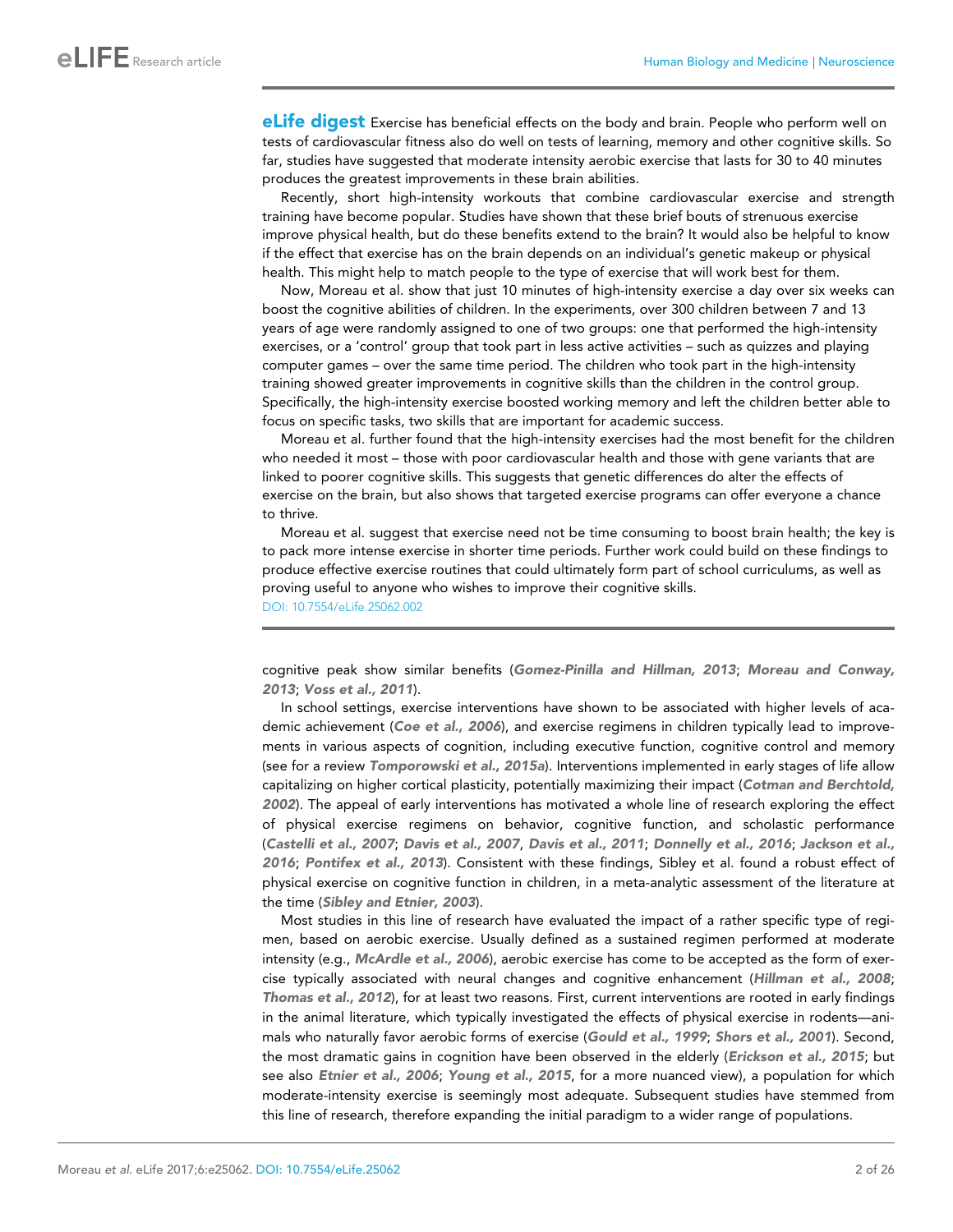**eLife digest** Exercise has beneficial effects on the body and brain. People who perform well on tests of cardiovascular fitness also do well on tests of learning, memory and other cognitive skills. So far, studies have suggested that moderate intensity aerobic exercise that lasts for 30 to 40 minutes produces the greatest improvements in these brain abilities.

Recently, short high-intensity workouts that combine cardiovascular exercise and strength training have become popular. Studies have shown that these brief bouts of strenuous exercise improve physical health, but do these benefits extend to the brain? It would also be helpful to know if the effect that exercise has on the brain depends on an individual's genetic makeup or physical health. This might help to match people to the type of exercise that will work best for them.

Now, Moreau et al. show that just 10 minutes of high-intensity exercise a day over six weeks can boost the cognitive abilities of children. In the experiments, over 300 children between 7 and 13 years of age were randomly assigned to one of two groups: one that performed the high-intensity exercises, or a 'control' group that took part in less active activities – such as quizzes and playing computer games – over the same time period. The children who took part in the high-intensity training showed greater improvements in cognitive skills than the children in the control group. Specifically, the high-intensity exercise boosted working memory and left the children better able to focus on specific tasks, two skills that are important for academic success.

Moreau et al. further found that the high-intensity exercises had the most benefit for the children who needed it most – those with poor cardiovascular health and those with gene variants that are linked to poorer cognitive skills. This suggests that genetic differences do alter the effects of exercise on the brain, but also shows that targeted exercise programs can offer everyone a chance to thrive.

Moreau et al. suggest that exercise need not be time consuming to boost brain health; the key is to pack more intense exercise in shorter time periods. Further work could build on these findings to produce effective exercise routines that could ultimately form part of school curriculums, as well as proving useful to anyone who wishes to improve their cognitive skills.

DOI: 10.7554/eLife.25062.002

cognitive peak show similar benefits (*Gomez-Pinilla and Hillman, 2013*; *Moreau and Conway, 2013*; *Voss et al., 2011*).

In school settings, exercise interventions have shown to be associated with higher levels of academic achievement (*Coe et al., 2006*), and exercise regimens in children typically lead to improvements in various aspects of cognition, including executive function, cognitive control and memory (see for a review *Tomporowski et al., 2015a*). Interventions implemented in early stages of life allow capitalizing on higher cortical plasticity, potentially maximizing their impact (*Cotman and Berchtold, 2002*). The appeal of early interventions has motivated a whole line of research exploring the effect of physical exercise regimens on behavior, cognitive function, and scholastic performance (*Castelli et al., 2007*; *Davis et al., 2007*, *Davis et al., 2011*; *Donnelly et al., 2016*; *Jackson et al., 2016*; *Pontifex et al., 2013*). Consistent with these findings, Sibley et al. found a robust effect of physical exercise on cognitive function in children, in a meta-analytic assessment of the literature at the time (*Sibley and Etnier, 2003*).

Most studies in this line of research have evaluated the impact of a rather specific type of regimen, based on aerobic exercise. Usually defined as a sustained regimen performed at moderate intensity (e.g., *McArdle et al., 2006*), aerobic exercise has come to be accepted as the form of exercise typically associated with neural changes and cognitive enhancement (*Hillman et al., 2008*; *Thomas et al., 2012*), for at least two reasons. First, current interventions are rooted in early findings in the animal literature, which typically investigated the effects of physical exercise in rodents—animals who naturally favor aerobic forms of exercise (*Gould et al., 1999*; *Shors et al., 2001*). Second, the most dramatic gains in cognition have been observed in the elderly (*Erickson et al., 2015*; but see also *Etnier et al., 2006*; *Young et al., 2015*, for a more nuanced view), a population for which moderate-intensity exercise is seemingly most adequate. Subsequent studies have stemmed from this line of research, therefore expanding the initial paradigm to a wider range of populations.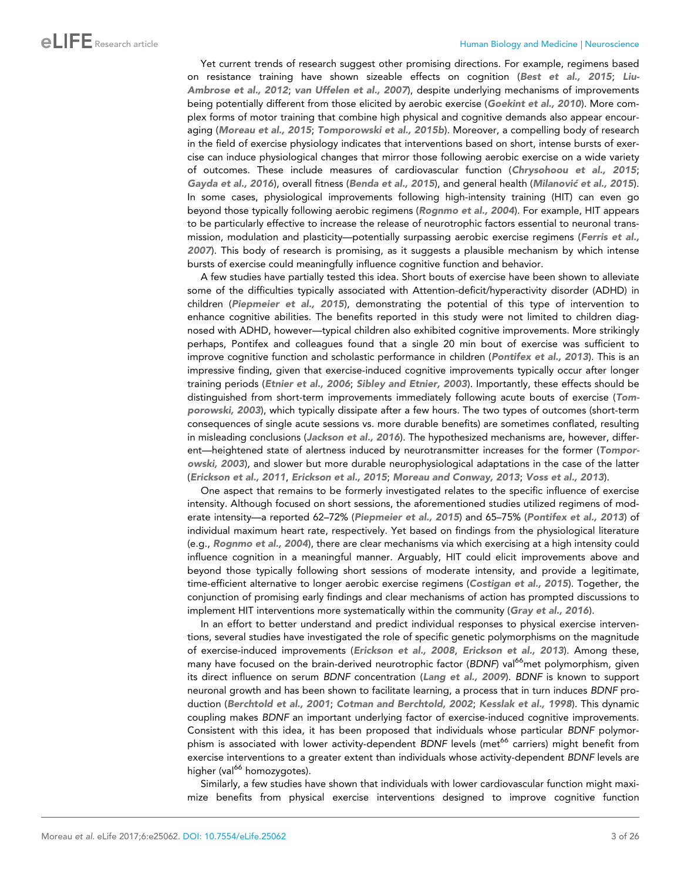Yet current trends of research suggest other promising directions. For example, regimens based on resistance training have shown sizeable effects on cognition (**Best et al., 2015**; **Liu-Ambrose et al., 2012**; **van Uffelen et al., 2007**), despite underlying mechanisms of improvements being potentially different from those elicited by aerobic exercise (**Goekint et al., 2010**). More complex forms of motor training that combine high physical and cognitive demands also appear encouraging (**Moreau et al., 2015**; **Tomporowski et al., 2015b**). Moreover, a compelling body of research in the field of exercise physiology indicates that interventions based on short, intense bursts of exercise can induce physiological changes that mirror those following aerobic exercise on a wide variety of outcomes. These include measures of cardiovascular function (**Chrysohoou et al., 2015**; **Gayda et al., 2016**), overall fitness (**Benda et al., 2015**), and general health (**Milanović et al., 2015**). In some cases, physiological improvements following high-intensity training (HIT) can even go beyond those typically following aerobic regimens (**Rognmo et al., 2004**). For example, HIT appears to be particularly effective to increase the release of neurotrophic factors essential to neuronal transmission, modulation and plasticity—potentially surpassing aerobic exercise regimens (**Ferris et al., 2007**). This body of research is promising, as it suggests a plausible mechanism by which intense bursts of exercise could meaningfully influence cognitive function and behavior.

A few studies have partially tested this idea. Short bouts of exercise have been shown to alleviate some of the difficulties typically associated with Attention-deficit/hyperactivity disorder (ADHD) in children (**Piepmeier et al., 2015**), demonstrating the potential of this type of intervention to enhance cognitive abilities. The benefits reported in this study were not limited to children diagnosed with ADHD, however—typical children also exhibited cognitive improvements. More strikingly perhaps, Pontifex and colleagues found that a single 20 min bout of exercise was sufficient to improve cognitive function and scholastic performance in children (**Pontifex et al., 2013**). This is an impressive finding, given that exercise-induced cognitive improvements typically occur after longer training periods (**Etnier et al., 2006**; **Sibley and Etnier, 2003**). Importantly, these effects should be distinguished from short-term improvements immediately following acute bouts of exercise (**Tomporowski, 2003**), which typically dissipate after a few hours. The two types of outcomes (short-term consequences of single acute sessions vs. more durable benefits) are sometimes conflated, resulting in misleading conclusions (**Jackson et al., 2016**). The hypothesized mechanisms are, however, different—heightened state of alertness induced by neurotransmitter increases for the former (**Tomporowski, 2003**), and slower but more durable neurophysiological adaptations in the case of the latter (**Erickson et al., 2011**, **Erickson et al., 2015**; **Moreau and Conway, 2013**; **Voss et al., 2013**).

One aspect that remains to be formerly investigated relates to the specific influence of exercise intensity. Although focused on short sessions, the aforementioned studies utilized regimens of moderate intensity—a reported 62–72% (**Piepmeier et al., 2015**) and 65–75% (**Pontifex et al., 2013**) of individual maximum heart rate, respectively. Yet based on findings from the physiological literature (e.g., **Rognmo et al., 2004**), there are clear mechanisms via which exercising at a high intensity could influence cognition in a meaningful manner. Arguably, HIT could elicit improvements above and beyond those typically following short sessions of moderate intensity, and provide a legitimate, time-efficient alternative to longer aerobic exercise regimens (**Costigan et al., 2015**). Together, the conjunction of promising early findings and clear mechanisms of action has prompted discussions to implement HIT interventions more systematically within the community (**Gray et al., 2016**).

In an effort to better understand and predict individual responses to physical exercise interventions, several studies have investigated the role of specific genetic polymorphisms on the magnitude of exercise-induced improvements (**Erickson et al., 2008**, **Erickson et al., 2013**). Among these, many have focused on the brain-derived neurotrophic factor (*BDNF*) val$^{66}$met polymorphism, given its direct influence on serum *BDNF* concentration (**Lang et al., 2009**). *BDNF* is known to support neuronal growth and has been shown to facilitate learning, a process that in turn induces *BDNF* production (**Berchtold et al., 2001**; **Cotman and Berchtold, 2002**; **Kesslak et al., 1998**). This dynamic coupling makes *BDNF* an important underlying factor of exercise-induced cognitive improvements. Consistent with this idea, it has been proposed that individuals whose particular *BDNF* polymorphism is associated with lower activity-dependent *BDNF* levels (met$^{66}$ carriers) might benefit from exercise interventions to a greater extent than individuals whose activity-dependent *BDNF* levels are higher (val$^{66}$ homozygotes).

Similarly, a few studies have shown that individuals with lower cardiovascular function might maximize benefits from physical exercise interventions designed to improve cognitive function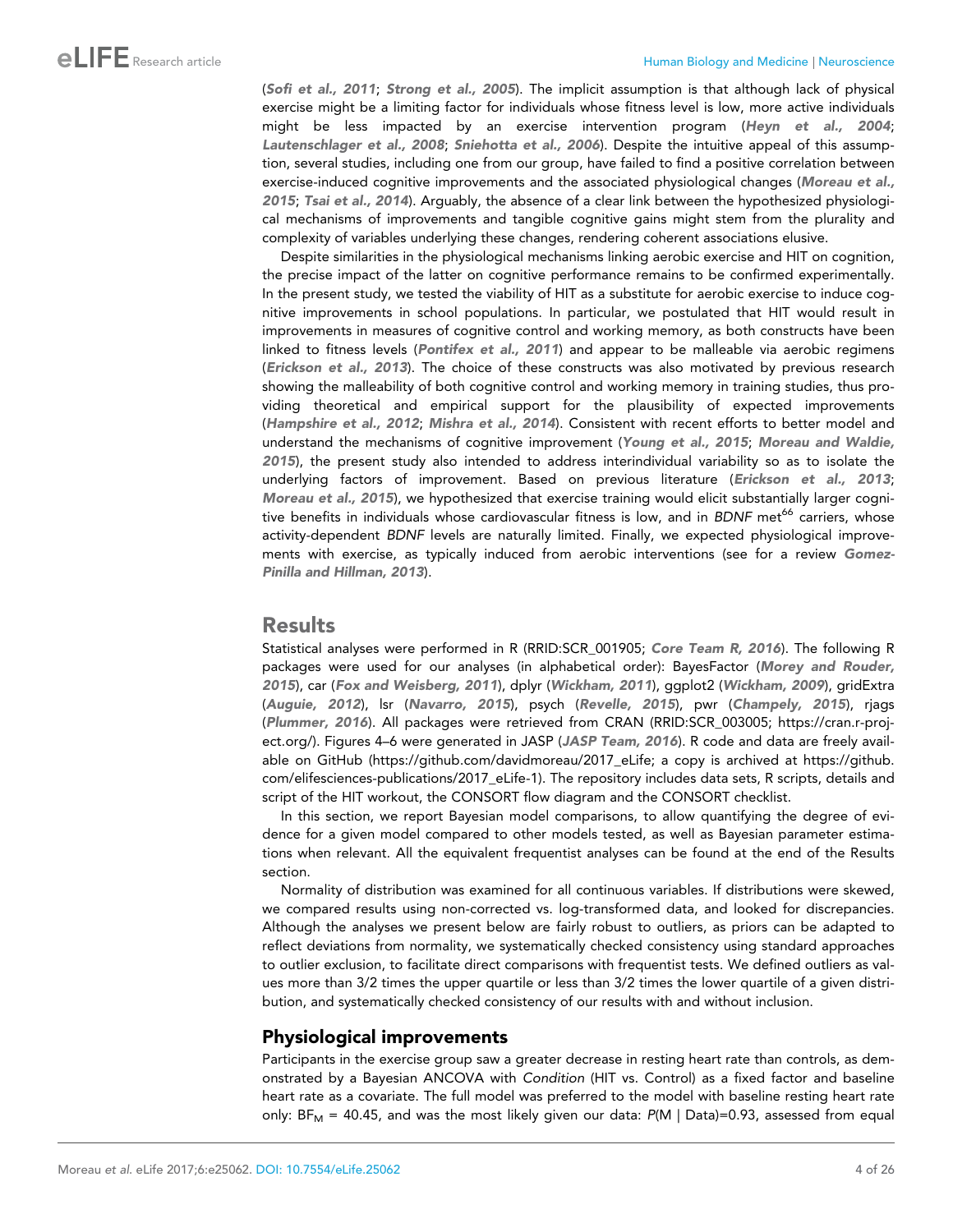(*Sofi et al., 2011*; *Strong et al., 2005*). The implicit assumption is that although lack of physical exercise might be a limiting factor for individuals whose fitness level is low, more active individuals might be less impacted by an exercise intervention program (*Heyn et al., 2004*; *Lautenschlager et al., 2008*; *Sniehotta et al., 2006*). Despite the intuitive appeal of this assumption, several studies, including one from our group, have failed to find a positive correlation between exercise-induced cognitive improvements and the associated physiological changes (*Moreau et al., 2015*; *Tsai et al., 2014*). Arguably, the absence of a clear link between the hypothesized physiological mechanisms of improvements and tangible cognitive gains might stem from the plurality and complexity of variables underlying these changes, rendering coherent associations elusive.

Despite similarities in the physiological mechanisms linking aerobic exercise and HIT on cognition, the precise impact of the latter on cognitive performance remains to be confirmed experimentally. In the present study, we tested the viability of HIT as a substitute for aerobic exercise to induce cognitive improvements in school populations. In particular, we postulated that HIT would result in improvements in measures of cognitive control and working memory, as both constructs have been linked to fitness levels (*Pontifex et al., 2011*) and appear to be malleable via aerobic regimens (*Erickson et al., 2013*). The choice of these constructs was also motivated by previous research showing the malleability of both cognitive control and working memory in training studies, thus providing theoretical and empirical support for the plausibility of expected improvements (*Hampshire et al., 2012*; *Mishra et al., 2014*). Consistent with recent efforts to better model and understand the mechanisms of cognitive improvement (*Young et al., 2015*; *Moreau and Waldie, 2015*), the present study also intended to address interindividual variability so as to isolate the underlying factors of improvement. Based on previous literature (*Erickson et al., 2013*; *Moreau et al., 2015*), we hypothesized that exercise training would elicit substantially larger cognitive benefits in individuals whose cardiovascular fitness is low, and in *BDNF* met[66] carriers, whose activity-dependent *BDNF* levels are naturally limited. Finally, we expected physiological improvements with exercise, as typically induced from aerobic interventions (see for a review *Gomez-Pinilla and Hillman, 2013*).

## Results

Statistical analyses were performed in R (RRID:SCR_001905; *Core Team R, 2016*). The following R packages were used for our analyses (in alphabetical order): BayesFactor (*Morey and Rouder, 2015*), car (*Fox and Weisberg, 2011*), dplyr (*Wickham, 2011*), ggplot2 (*Wickham, 2009*), gridExtra (*Auguie, 2012*), lsr (*Navarro, 2015*), psych (*Revelle, 2015*), pwr (*Champely, 2015*), rjags (*Plummer, 2016*). All packages were retrieved from CRAN (RRID:SCR_003005; https://cran.r-project.org/). Figures 4–6 were generated in JASP (*JASP Team, 2016*). R code and data are freely available on GitHub (https://github.com/davidmoreau/2017_eLife; a copy is archived at https://github.com/elifesciences-publications/2017_eLife-1). The repository includes data sets, R scripts, details and script of the HIT workout, the CONSORT flow diagram and the CONSORT checklist.

In this section, we report Bayesian model comparisons, to allow quantifying the degree of evidence for a given model compared to other models tested, as well as Bayesian parameter estimations when relevant. All the equivalent frequentist analyses can be found at the end of the Results section.

Normality of distribution was examined for all continuous variables. If distributions were skewed, we compared results using non-corrected vs. log-transformed data, and looked for discrepancies. Although the analyses we present below are fairly robust to outliers, as priors can be adapted to reflect deviations from normality, we systematically checked consistency using standard approaches to outlier exclusion, to facilitate direct comparisons with frequentist tests. We defined outliers as values more than 3/2 times the upper quartile or less than 3/2 times the lower quartile of a given distribution, and systematically checked consistency of our results with and without inclusion.

### Physiological improvements

Participants in the exercise group saw a greater decrease in resting heart rate than controls, as demonstrated by a Bayesian ANCOVA with *Condition* (HIT vs. Control) as a fixed factor and baseline heart rate as a covariate. The full model was preferred to the model with baseline resting heart rate only: $BF_M = 40.45$, and was the most likely given our data: $P(M \mid Data)=0.93$, assessed from equal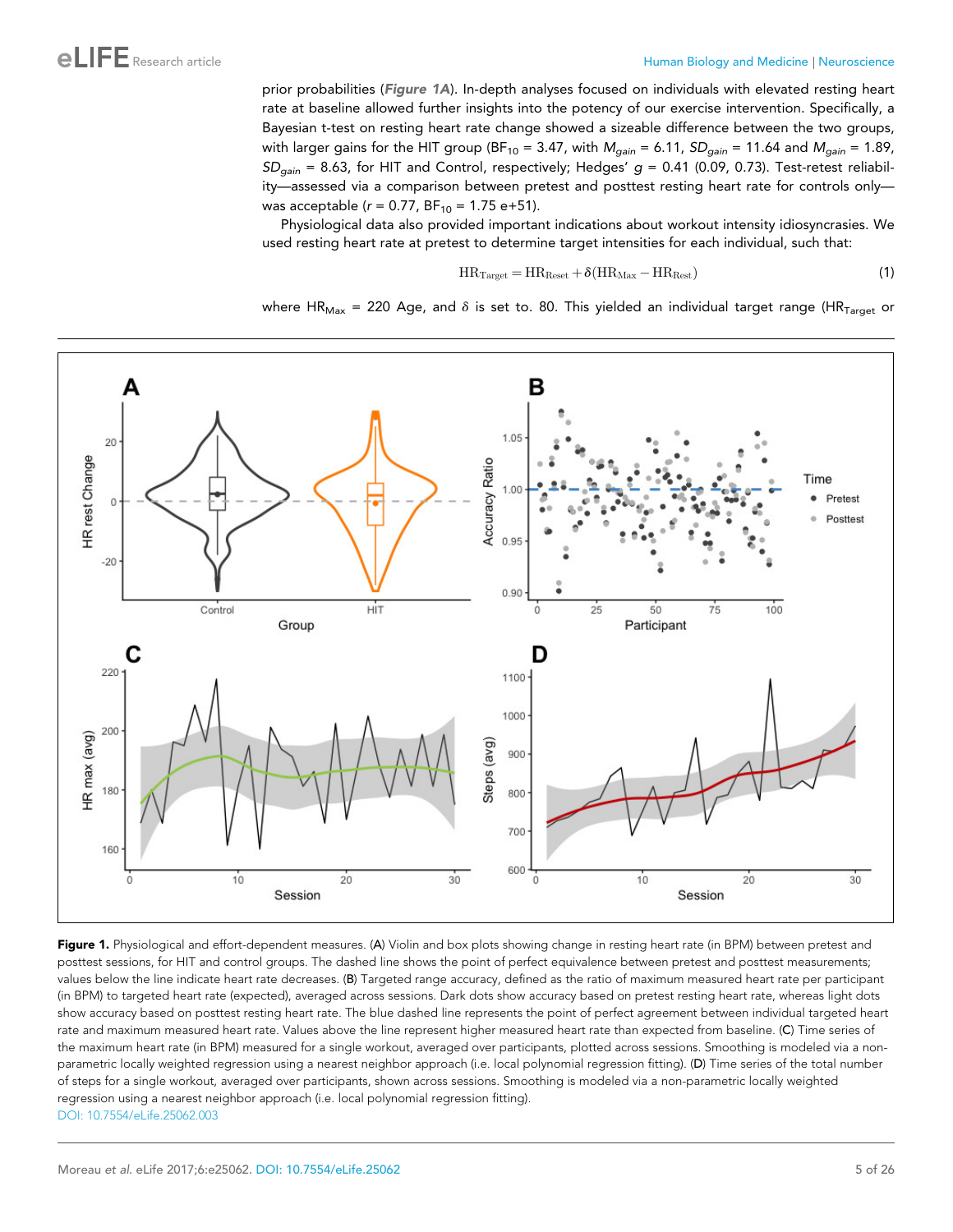prior probabilities (**Figure 1A**). In-depth analyses focused on individuals with elevated resting heart rate at baseline allowed further insights into the potency of our exercise intervention. Specifically, a Bayesian t-test on resting heart rate change showed a sizeable difference between the two groups, with larger gains for the HIT group ($BF_{10}$ = 3.47, with $M_{gain}$ = 6.11, $SD_{gain}$ = 11.64 and $M_{gain}$ = 1.89, $SD_{gain}$ = 8.63, for HIT and Control, respectively; Hedges' $g$ = 0.41 (0.09, 0.73). Test-retest reliability—assessed via a comparison between pretest and posttest resting heart rate for controls only—was acceptable ($r$ = 0.77, $BF_{10}$ = 1.75 e+51).

Physiological data also provided important indications about workout intensity idiosyncrasies. We used resting heart rate at pretest to determine target intensities for each individual, such that:

$$\mathrm{HR}_{\mathrm{Target}} = \mathrm{HR}_{\mathrm{Reset}} + \delta(\mathrm{HR}_{\mathrm{Max}} - \mathrm{HR}_{\mathrm{Rest}}) \tag{1}$$

where $\mathrm{HR}_{\mathrm{Max}}$ = 220 Age, and $\delta$ is set to. 80. This yielded an individual target range ($\mathrm{HR}_{\mathrm{Target}}$ or

**Figure 1.** Physiological and effort-dependent measures. (A) Violin and box plots showing change in resting heart rate (in BPM) between pretest and posttest sessions, for HIT and control groups. The dashed line shows the point of perfect equivalence between pretest and posttest measurements; values below the line indicate heart rate decreases. (B) Targeted range accuracy, defined as the ratio of maximum measured heart rate per participant (in BPM) to targeted heart rate (expected), averaged across sessions. Dark dots show accuracy based on pretest resting heart rate, whereas light dots show accuracy based on posttest resting heart rate. The blue dashed line represents the point of perfect agreement between individual targeted heart rate and maximum measured heart rate. Values above the line represent higher measured heart rate than expected from baseline. (C) Time series of the maximum heart rate (in BPM) measured for a single workout, averaged over participants, plotted across sessions. Smoothing is modeled via a non-parametric locally weighted regression using a nearest neighbor approach (i.e. local polynomial regression fitting). (D) Time series of the total number of steps for a single workout, averaged over participants, shown across sessions. Smoothing is modeled via a non-parametric locally weighted regression using a nearest neighbor approach (i.e. local polynomial regression fitting).

DOI: 10.7554/eLife.25062.003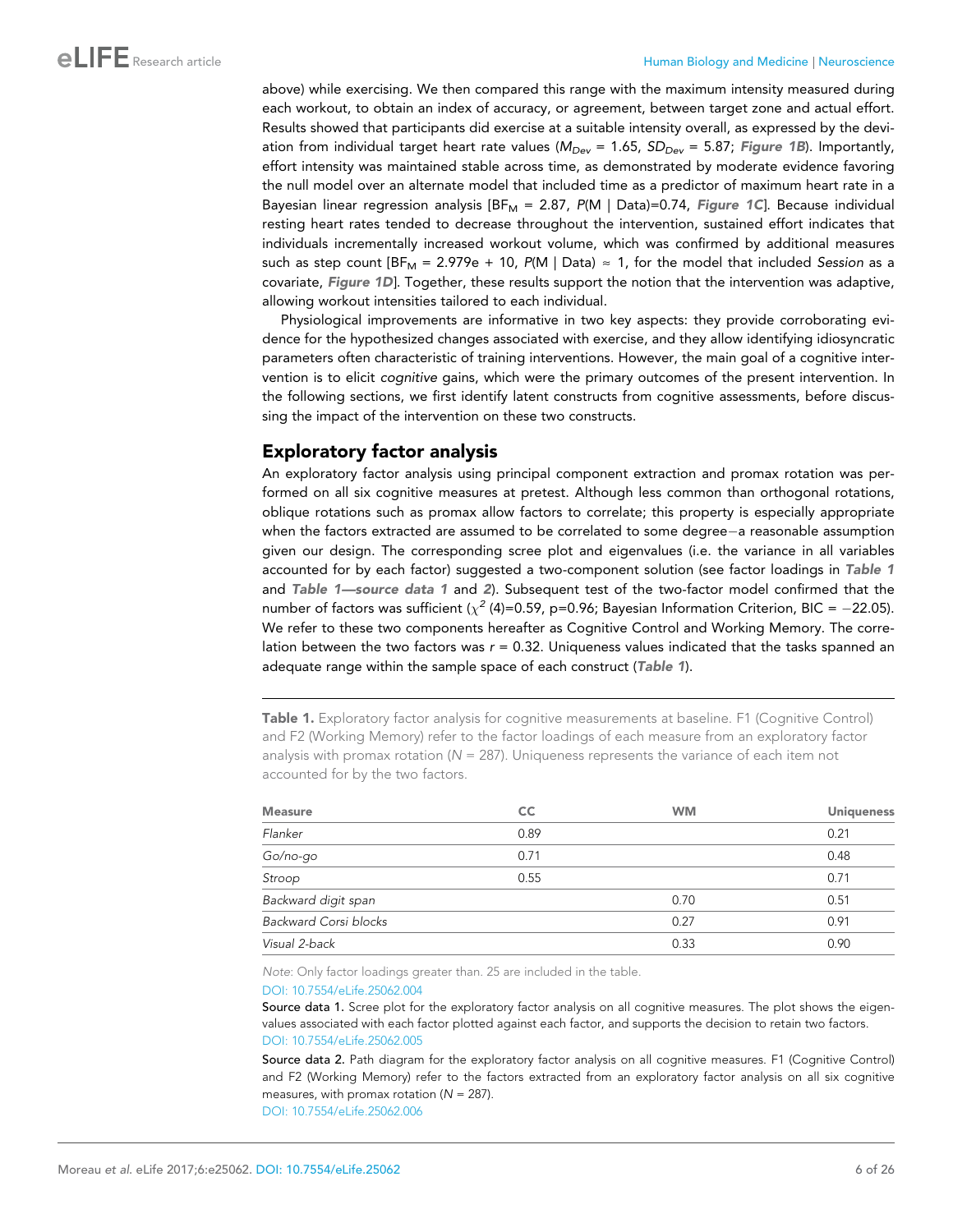above) while exercising. We then compared this range with the maximum intensity measured during each workout, to obtain an index of accuracy, or agreement, between target zone and actual effort. Results showed that participants did exercise at a suitable intensity overall, as expressed by the deviation from individual target heart rate values ($M_{Dev}$ = 1.65, $SD_{Dev}$ = 5.87; **Figure 1B**). Importantly, effort intensity was maintained stable across time, as demonstrated by moderate evidence favoring the null model over an alternate model that included time as a predictor of maximum heart rate in a Bayesian linear regression analysis [$BF_M$ = 2.87, $P$(M | Data)=0.74, **Figure 1C**]. Because individual resting heart rates tended to decrease throughout the intervention, sustained effort indicates that individuals incrementally increased workout volume, which was confirmed by additional measures such as step count [$BF_M$ = 2.979e + 10, $P$(M | Data) ≈ 1, for the model that included *Session* as a covariate, **Figure 1D**]. Together, these results support the notion that the intervention was adaptive, allowing workout intensities tailored to each individual.

Physiological improvements are informative in two key aspects: they provide corroborating evidence for the hypothesized changes associated with exercise, and they allow identifying idiosyncratic parameters often characteristic of training interventions. However, the main goal of a cognitive intervention is to elicit *cognitive* gains, which were the primary outcomes of the present intervention. In the following sections, we first identify latent constructs from cognitive assessments, before discussing the impact of the intervention on these two constructs.

## Exploratory factor analysis

An exploratory factor analysis using principal component extraction and promax rotation was performed on all six cognitive measures at pretest. Although less common than orthogonal rotations, oblique rotations such as promax allow factors to correlate; this property is especially appropriate when the factors extracted are assumed to be correlated to some degree−a reasonable assumption given our design. The corresponding scree plot and eigenvalues (i.e. the variance in all variables accounted for by each factor) suggested a two-component solution (see factor loadings in **Table 1** and **Table 1—source data 1** and **2**). Subsequent test of the two-factor model confirmed that the number of factors was sufficient ($\chi^2$ (4)=0.59, p=0.96; Bayesian Information Criterion, BIC = −22.05). We refer to these two components hereafter as Cognitive Control and Working Memory. The correlation between the two factors was $r$ = 0.32. Uniqueness values indicated that the tasks spanned an adequate range within the sample space of each construct (**Table 1**).

**Table 1.** Exploratory factor analysis for cognitive measurements at baseline. F1 (Cognitive Control) and F2 (Working Memory) refer to the factor loadings of each measure from an exploratory factor analysis with promax rotation ($N$ = 287). Uniqueness represents the variance of each item not accounted for by the two factors.

| Measure | CC | WM | Uniqueness |
|---|---|---|---|
| *Flanker* | 0.89 | | 0.21 |
| *Go/no-go* | 0.71 | | 0.48 |
| *Stroop* | 0.55 | | 0.71 |
| *Backward digit span* | | 0.70 | 0.51 |
| *Backward Corsi blocks* | | 0.27 | 0.91 |
| *Visual 2-back* | | 0.33 | 0.90 |

*Note*: Only factor loadings greater than. 25 are included in the table.

DOI: 10.7554/eLife.25062.004

**Source data 1.** Scree plot for the exploratory factor analysis on all cognitive measures. The plot shows the eigenvalues associated with each factor plotted against each factor, and supports the decision to retain two factors.

DOI: 10.7554/eLife.25062.005

**Source data 2.** Path diagram for the exploratory factor analysis on all cognitive measures. F1 (Cognitive Control) and F2 (Working Memory) refer to the factors extracted from an exploratory factor analysis on all six cognitive measures, with promax rotation ($N$ = 287).

DOI: 10.7554/eLife.25062.006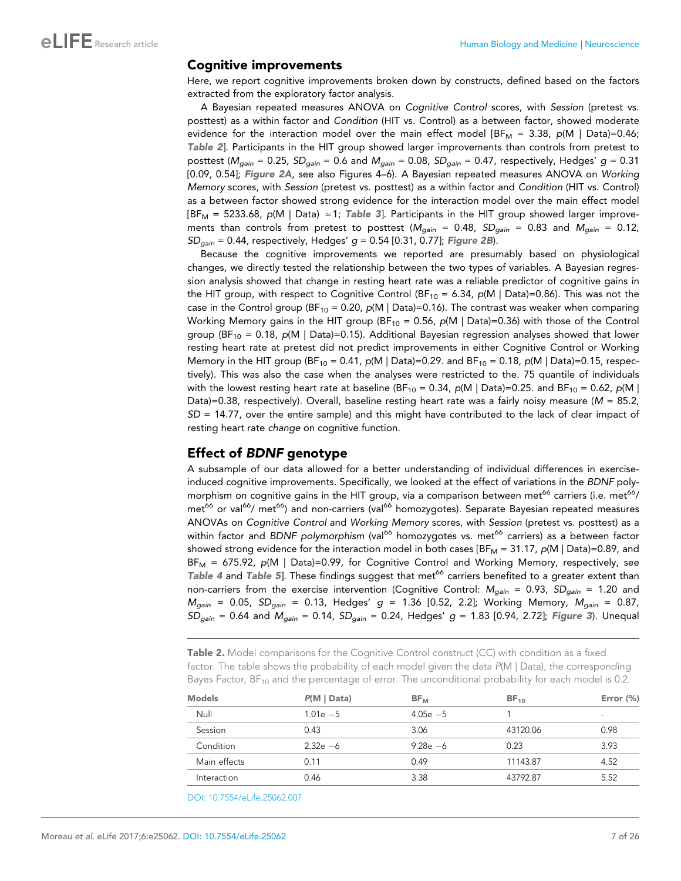## Cognitive improvements

Here, we report cognitive improvements broken down by constructs, defined based on the factors extracted from the exploratory factor analysis.

A Bayesian repeated measures ANOVA on *Cognitive Control* scores, with *Session* (pretest vs. posttest) as a within factor and *Condition* (HIT vs. Control) as a between factor, showed moderate evidence for the interaction model over the main effect model [$BF_M$ = 3.38, $p$(M | Data)=0.46; **Table 2**]. Participants in the HIT group showed larger improvements than controls from pretest to posttest ($M_{gain}$ = 0.25, $SD_{gain}$ = 0.6 and $M_{gain}$ = 0.08, $SD_{gain}$ = 0.47, respectively, Hedges' $g$ = 0.31 [0.09, 0.54]; **Figure 2A**, see also Figures 4–6). A Bayesian repeated measures ANOVA on *Working Memory* scores, with *Session* (pretest vs. posttest) as a within factor and *Condition* (HIT vs. Control) as a between factor showed strong evidence for the interaction model over the main effect model [$BF_M$ = 5233.68, $p$(M | Data) ≈1; **Table 3**]. Participants in the HIT group showed larger improvements than controls from pretest to posttest ($M_{gain}$ = 0.48, $SD_{gain}$ = 0.83 and $M_{gain}$ = 0.12, $SD_{gain}$ = 0.44, respectively, Hedges' $g$ = 0.54 [0.31, 0.77]; **Figure 2B**).

Because the cognitive improvements we reported are presumably based on physiological changes, we directly tested the relationship between the two types of variables. A Bayesian regression analysis showed that change in resting heart rate was a reliable predictor of cognitive gains in the HIT group, with respect to Cognitive Control ($BF_{10}$ = 6.34, $p$(M | Data)=0.86). This was not the case in the Control group ($BF_{10}$ = 0.20, $p$(M | Data)=0.16). The contrast was weaker when comparing Working Memory gains in the HIT group ($BF_{10}$ = 0.56, $p$(M | Data)=0.36) with those of the Control group ($BF_{10}$ = 0.18, $p$(M | Data)=0.15). Additional Bayesian regression analyses showed that lower resting heart rate at pretest did not predict improvements in either Cognitive Control or Working Memory in the HIT group ($BF_{10}$ = 0.41, $p$(M | Data)=0.29. and $BF_{10}$ = 0.18, $p$(M | Data)=0.15, respectively). This was also the case when the analyses were restricted to the. 75 quantile of individuals with the lowest resting heart rate at baseline ($BF_{10}$ = 0.34, $p$(M | Data)=0.25. and $BF_{10}$ = 0.62, $p$(M | Data)=0.38, respectively). Overall, baseline resting heart rate was a fairly noisy measure ($M$ = 85.2, $SD$ = 14.77, over the entire sample) and this might have contributed to the lack of clear impact of resting heart rate *change* on cognitive function.

## Effect of *BDNF* genotype

A subsample of our data allowed for a better understanding of individual differences in exercise-induced cognitive improvements. Specifically, we looked at the effect of variations in the *BDNF* polymorphism on cognitive gains in the HIT group, via a comparison between met$^{66}$ carriers (i.e. met$^{66}$/met$^{66}$ or val$^{66}$/ met$^{66}$) and non-carriers (val$^{66}$ homozygotes). Separate Bayesian repeated measures ANOVAs on *Cognitive Control* and *Working Memory* scores, with *Session* (pretest vs. posttest) as a within factor and *BDNF polymorphism* (val$^{66}$ homozygotes vs. met$^{66}$ carriers) as a between factor showed strong evidence for the interaction model in both cases [$BF_M$ = 31.17, $p$(M | Data)=0.89, and $BF_M$ = 675.92, $p$(M | Data)=0.99, for Cognitive Control and Working Memory, respectively, see **Table 4** and **Table 5**]. These findings suggest that met$^{66}$ carriers benefited to a greater extent than non-carriers from the exercise intervention (Cognitive Control: $M_{gain}$ = 0.93, $SD_{gain}$ = 1.20 and $M_{gain}$ = 0.05, $SD_{gain}$ = 0.13, Hedges' $g$ = 1.36 [0.52, 2.2]; Working Memory, $M_{gain}$ = 0.87, $SD_{gain}$ = 0.64 and $M_{gain}$ = 0.14, $SD_{gain}$ = 0.24, Hedges' $g$ = 1.83 [0.94, 2.72]; **Figure 3**). Unequal

**Table 2.** Model comparisons for the Cognitive Control construct (CC) with condition as a fixed factor. The table shows the probability of each model given the data $P$(M | Data), the corresponding Bayes Factor, $BF_{10}$ and the percentage of error. The unconditional probability for each model is 0.2.

| Models | $P$(M \| Data) | $BF_M$ | $BF_{10}$ | Error (%) |
|---|---|---|---|---|
| Null | 1.01e −5 | 4.05e −5 | 1 | - |
| Session | 0.43 | 3.06 | 43120.06 | 0.98 |
| Condition | 2.32e −6 | 9.28e −6 | 0.23 | 3.93 |
| Main effects | 0.11 | 0.49 | 11143.87 | 4.52 |
| Interaction | 0.46 | 3.38 | 43792.87 | 5.52 |

DOI: 10.7554/eLife.25062.007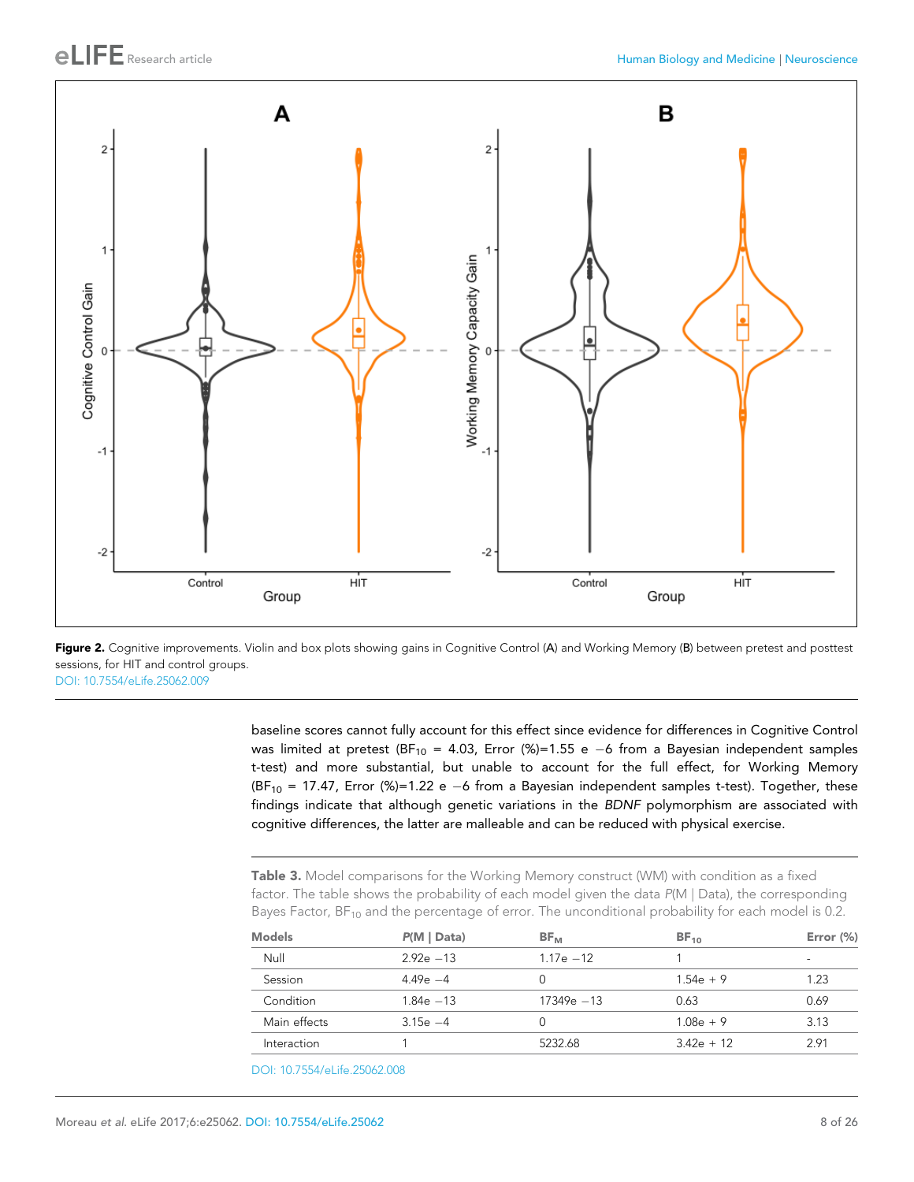**Figure 2.** Cognitive improvements. Violin and box plots showing gains in Cognitive Control (A) and Working Memory (B) between pretest and posttest sessions, for HIT and control groups.
DOI: 10.7554/eLife.25062.009

baseline scores cannot fully account for this effect since evidence for differences in Cognitive Control was limited at pretest ($BF_{10}$ = 4.03, Error (%)=1.55 e −6 from a Bayesian independent samples t-test) and more substantial, but unable to account for the full effect, for Working Memory ($BF_{10}$ = 17.47, Error (%)=1.22 e −6 from a Bayesian independent samples t-test). Together, these findings indicate that although genetic variations in the *BDNF* polymorphism are associated with cognitive differences, the latter are malleable and can be reduced with physical exercise.

**Table 3.** Model comparisons for the Working Memory construct (WM) with condition as a fixed factor. The table shows the probability of each model given the data *P*(M | Data), the corresponding Bayes Factor, $BF_{10}$ and the percentage of error. The unconditional probability for each model is 0.2.

| Models | *P*(M \| Data) | $BF_M$ | $BF_{10}$ | Error (%) |
|---|---|---|---|---|
| Null | 2.92e −13 | 1.17e −12 | 1 | - |
| Session | 4.49e −4 | 0 | 1.54e + 9 | 1.23 |
| Condition | 1.84e −13 | 17349e −13 | 0.63 | 0.69 |
| Main effects | 3.15e −4 | 0 | 1.08e + 9 | 3.13 |
| Interaction | 1 | 5232.68 | 3.42e + 12 | 2.91 |

DOI: 10.7554/eLife.25062.008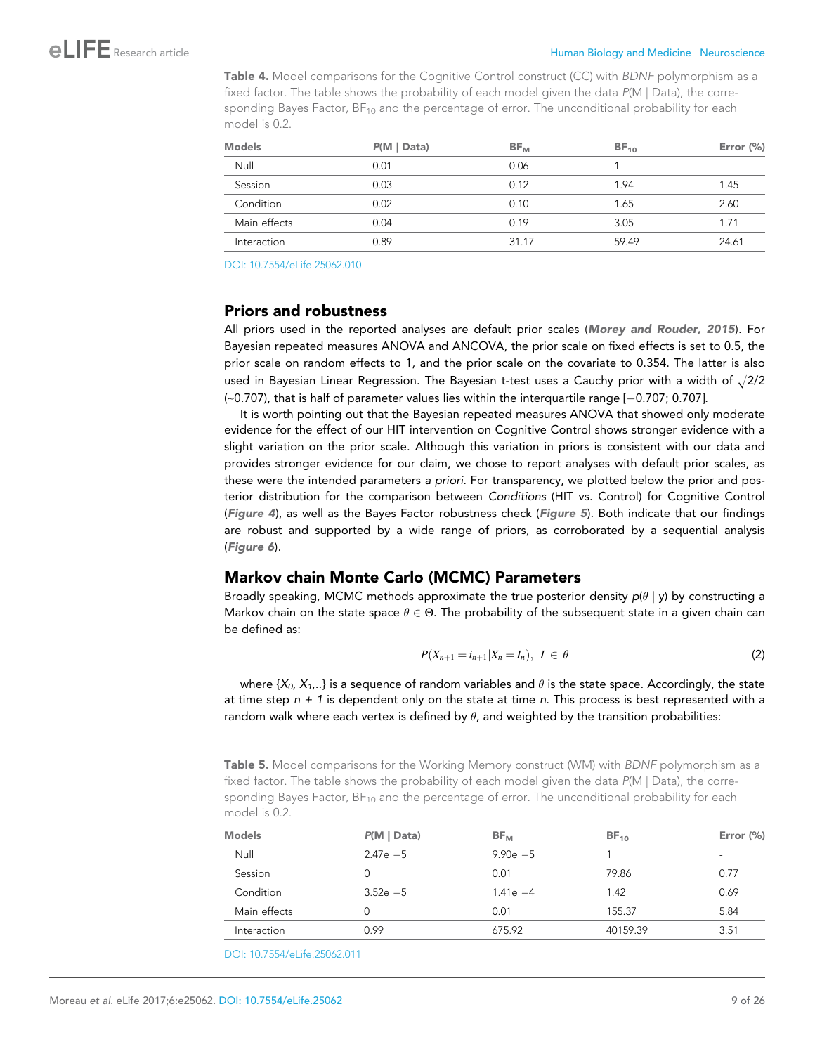**Table 4.** Model comparisons for the Cognitive Control construct (CC) with *BDNF* polymorphism as a fixed factor. The table shows the probability of each model given the data *P*(M | Data), the corresponding Bayes Factor, $BF_{10}$ and the percentage of error. The unconditional probability for each model is 0.2.

| Models | *P*(M \| Data) | $BF_M$ | $BF_{10}$ | Error (%) |
|---|---|---|---|---|
| Null | 0.01 | 0.06 | 1 | - |
| Session | 0.03 | 0.12 | 1.94 | 1.45 |
| Condition | 0.02 | 0.10 | 1.65 | 2.60 |
| Main effects | 0.04 | 0.19 | 3.05 | 1.71 |
| Interaction | 0.89 | 31.17 | 59.49 | 24.61 |

DOI: 10.7554/eLife.25062.010

## Priors and robustness

All priors used in the reported analyses are default prior scales (***Morey and Rouder, 2015***). For Bayesian repeated measures ANOVA and ANCOVA, the prior scale on fixed effects is set to 0.5, the prior scale on random effects to 1, and the prior scale on the covariate to 0.354. The latter is also used in Bayesian Linear Regression. The Bayesian t-test uses a Cauchy prior with a width of $\sqrt{2}/2$ (~0.707), that is half of parameter values lies within the interquartile range [−0.707; 0.707].

It is worth pointing out that the Bayesian repeated measures ANOVA that showed only moderate evidence for the effect of our HIT intervention on Cognitive Control shows stronger evidence with a slight variation on the prior scale. Although this variation in priors is consistent with our data and provides stronger evidence for our claim, we chose to report analyses with default prior scales, as these were the intended parameters *a priori*. For transparency, we plotted below the prior and posterior distribution for the comparison between *Conditions* (HIT vs. Control) for Cognitive Control (***Figure 4***), as well as the Bayes Factor robustness check (***Figure 5***). Both indicate that our findings are robust and supported by a wide range of priors, as corroborated by a sequential analysis (***Figure 6***).

## Markov chain Monte Carlo (MCMC) Parameters

Broadly speaking, MCMC methods approximate the true posterior density $p(\theta \mid y)$ by constructing a Markov chain on the state space $\theta \in \Theta$. The probability of the subsequent state in a given chain can be defined as:

$$P(X_{n+1} = i_{n+1} | X_n = I_n), \; I \in \theta \tag{2}$$

where $\{X_0, X_1,..\}$ is a sequence of random variables and $\theta$ is the state space. Accordingly, the state at time step $n + 1$ is dependent only on the state at time $n$. This process is best represented with a random walk where each vertex is defined by $\theta$, and weighted by the transition probabilities:

**Table 5.** Model comparisons for the Working Memory construct (WM) with *BDNF* polymorphism as a fixed factor. The table shows the probability of each model given the data *P*(M | Data), the corresponding Bayes Factor, $BF_{10}$ and the percentage of error. The unconditional probability for each model is 0.2.

| Models | *P*(M \| Data) | $BF_M$ | $BF_{10}$ | Error (%) |
|---|---|---|---|---|
| Null | 2.47e −5 | 9.90e −5 | 1 | - |
| Session | 0 | 0.01 | 79.86 | 0.77 |
| Condition | 3.52e −5 | 1.41e −4 | 1.42 | 0.69 |
| Main effects | 0 | 0.01 | 155.37 | 5.84 |
| Interaction | 0.99 | 675.92 | 40159.39 | 3.51 |

DOI: 10.7554/eLife.25062.011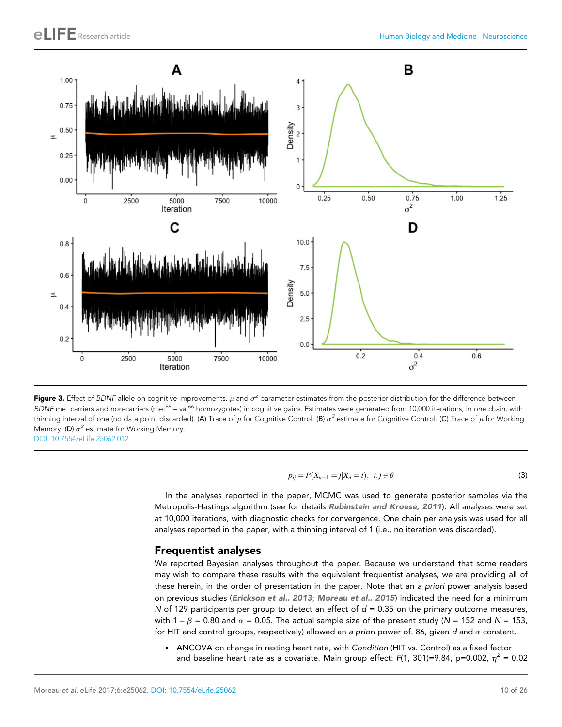**Figure 3.** Effect of *BDNF* allele on cognitive improvements. $\mu$ and $\sigma^2$ parameter estimates from the posterior distribution for the difference between *BDNF* met carriers and non-carriers ($met^{66}$ – $val^{66}$ homozygotes) in cognitive gains. Estimates were generated from 10,000 iterations, in one chain, with thinning interval of one (no data point discarded). (**A**) Trace of $\mu$ for Cognitive Control. (**B**) $\sigma^2$ estimate for Cognitive Control. (**C**) Trace of $\mu$ for Working Memory. (**D**) $\sigma^2$ estimate for Working Memory.
DOI: 10.7554/eLife.25062.012

$$p_{ij} = P(X_{n+1} = j | X_n = i), \ \ i,j \in \theta \tag{3}$$

In the analyses reported in the paper, MCMC was used to generate posterior samples via the Metropolis-Hastings algorithm (see for details **Rubinstein and Kroese, 2011**). All analyses were set at 10,000 iterations, with diagnostic checks for convergence. One chain per analysis was used for all analyses reported in the paper, with a thinning interval of 1 (i.e., no iteration was discarded).

## Frequentist analyses

We reported Bayesian analyses throughout the paper. Because we understand that some readers may wish to compare these results with the equivalent frequentist analyses, we are providing all of these herein, in the order of presentation in the paper. Note that an *a priori* power analysis based on previous studies (**Erickson et al., 2013**; **Moreau et al., 2015**) indicated the need for a minimum $N$ of 129 participants per group to detect an effect of $d$ = 0.35 on the primary outcome measures, with $1 - \beta = 0.80$ and $\alpha = 0.05$. The actual sample size of the present study ($N$ = 152 and $N$ = 153, for HIT and control groups, respectively) allowed an *a priori* power of. 86, given $d$ and $\alpha$ constant.

- ANCOVA on change in resting heart rate, with *Condition* (HIT vs. Control) as a fixed factor and baseline heart rate as a covariate. Main group effect: $F(1, 301)$=9.84, p=0.002, $\eta^2$ = 0.02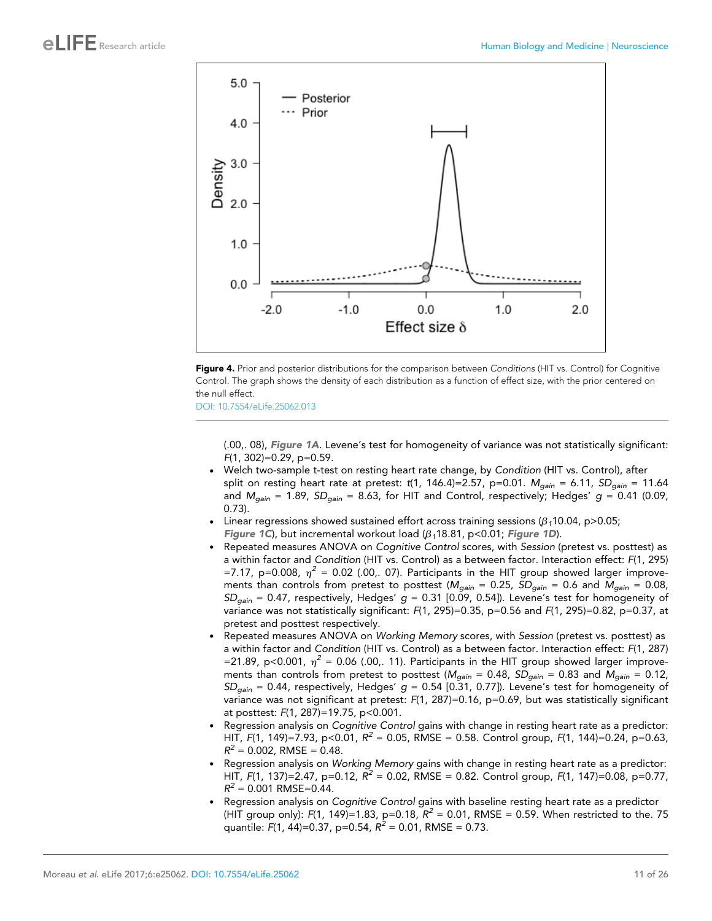**Figure 4.** Prior and posterior distributions for the comparison between *Conditions* (HIT vs. Control) for Cognitive Control. The graph shows the density of each distribution as a function of effect size, with the prior centered on the null effect.

DOI: 10.7554/eLife.25062.013

(.00,. 08), ***Figure 1A***. Levene's test for homogeneity of variance was not statistically significant: $F(1, 302)=0.29$, p=0.59.

- Welch two-sample t-test on resting heart rate change, by *Condition* (HIT vs. Control), after split on resting heart rate at pretest: $t(1, 146.4)=2.57$, p=0.01. $M_{gain}$ = 6.11, $SD_{gain}$ = 11.64 and $M_{gain}$ = 1.89, $SD_{gain}$ = 8.63, for HIT and Control, respectively; Hedges' $g$ = 0.41 (0.09, 0.73).
- Linear regressions showed sustained effort across training sessions ($\beta_1$10.04, p>0.05; ***Figure 1C***), but incremental workout load ($\beta_1$18.81, p<0.01; ***Figure 1D***).
- Repeated measures ANOVA on *Cognitive Control* scores, with *Session* (pretest vs. posttest) as a within factor and *Condition* (HIT vs. Control) as a between factor. Interaction effect: $F(1, 295)$ =7.17, p=0.008, $\eta^2$ = 0.02 (.00,. 07). Participants in the HIT group showed larger improvements than controls from pretest to posttest ($M_{gain}$ = 0.25, $SD_{gain}$ = 0.6 and $M_{gain}$ = 0.08, $SD_{gain}$ = 0.47, respectively, Hedges' $g$ = 0.31 [0.09, 0.54]). Levene's test for homogeneity of variance was not statistically significant: $F(1, 295)=0.35$, p=0.56 and $F(1, 295)=0.82$, p=0.37, at pretest and posttest respectively.
- Repeated measures ANOVA on *Working Memory* scores, with *Session* (pretest vs. posttest) as a within factor and *Condition* (HIT vs. Control) as a between factor. Interaction effect: $F(1, 287)$ =21.89, p<0.001, $\eta^2$ = 0.06 (.00,. 11). Participants in the HIT group showed larger improvements than controls from pretest to posttest ($M_{gain}$ = 0.48, $SD_{gain}$ = 0.83 and $M_{gain}$ = 0.12, $SD_{gain}$ = 0.44, respectively, Hedges' $g$ = 0.54 [0.31, 0.77]). Levene's test for homogeneity of variance was not significant at pretest: $F(1, 287)=0.16$, p=0.69, but was statistically significant at posttest: $F(1, 287)=19.75$, p<0.001.
- Regression analysis on *Cognitive Control* gains with change in resting heart rate as a predictor: HIT, $F(1, 149)=7.93$, p<0.01, $R^2$ = 0.05, RMSE = 0.58. Control group, $F(1, 144)=0.24$, p=0.63, $R^2$ = 0.002, RMSE = 0.48.
- Regression analysis on *Working Memory* gains with change in resting heart rate as a predictor: HIT, $F(1, 137)=2.47$, p=0.12, $R^2$ = 0.02, RMSE = 0.82. Control group, $F(1, 147)=0.08$, p=0.77, $R^2$ = 0.001 RMSE=0.44.
- Regression analysis on *Cognitive Control* gains with baseline resting heart rate as a predictor (HIT group only): $F(1, 149)=1.83$, p=0.18, $R^2$ = 0.01, RMSE = 0.59. When restricted to the. 75 quantile: $F(1, 44)=0.37$, p=0.54, $R^2$ = 0.01, RMSE = 0.73.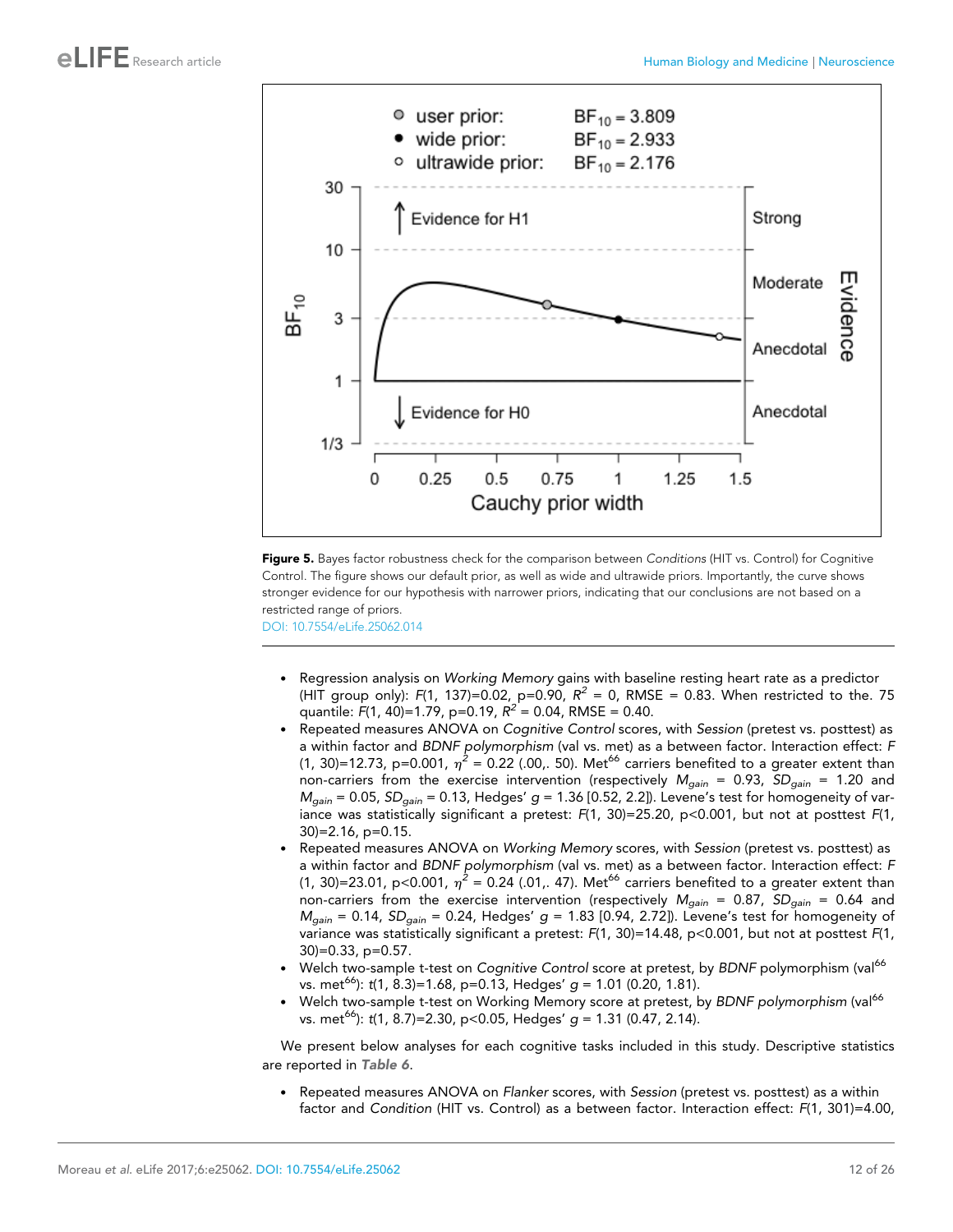**Figure 5.** Bayes factor robustness check for the comparison between *Conditions* (HIT vs. Control) for Cognitive Control. The figure shows our default prior, as well as wide and ultrawide priors. Importantly, the curve shows stronger evidence for our hypothesis with narrower priors, indicating that our conclusions are not based on a restricted range of priors.

DOI: 10.7554/eLife.25062.014

- Regression analysis on *Working Memory* gains with baseline resting heart rate as a predictor (HIT group only): $F(1, 137)=0.02$, $p=0.90$, $R^2 = 0$, RMSE = 0.83. When restricted to the. 75 quantile: $F(1, 40)=1.79$, $p=0.19$, $R^2 = 0.04$, RMSE = 0.40.
- Repeated measures ANOVA on *Cognitive Control* scores, with *Session* (pretest vs. posttest) as a within factor and *BDNF polymorphism* (val vs. met) as a between factor. Interaction effect: $F(1, 30)=12.73$, $p=0.001$, $\eta^2 = 0.22$ (.00,. 50). Met[66] carriers benefited to a greater extent than non-carriers from the exercise intervention (respectively $M_{gain} = 0.93$, $SD_{gain} = 1.20$ and $M_{gain} = 0.05$, $SD_{gain} = 0.13$, Hedges' $g = 1.36$ [0.52, 2.2]). Levene's test for homogeneity of variance was statistically significant a pretest: $F(1, 30)=25.20$, $p<0.001$, but not at posttest $F(1, 30)=2.16$, $p=0.15$.
- Repeated measures ANOVA on *Working Memory* scores, with *Session* (pretest vs. posttest) as a within factor and *BDNF polymorphism* (val vs. met) as a between factor. Interaction effect: $F(1, 30)=23.01$, $p<0.001$, $\eta^2 = 0.24$ (.01,. 47). Met[66] carriers benefited to a greater extent than non-carriers from the exercise intervention (respectively $M_{gain} = 0.87$, $SD_{gain} = 0.64$ and $M_{gain} = 0.14$, $SD_{gain} = 0.24$, Hedges' $g = 1.83$ [0.94, 2.72]). Levene's test for homogeneity of variance was statistically significant a pretest: $F(1, 30)=14.48$, $p<0.001$, but not at posttest $F(1, 30)=0.33$, $p=0.57$.
- Welch two-sample t-test on *Cognitive Control* score at pretest, by *BDNF* polymorphism (val[66] vs. met[66]): $t(1, 8.3)=1.68$, $p=0.13$, Hedges' $g = 1.01$ (0.20, 1.81).
- Welch two-sample t-test on Working Memory score at pretest, by *BDNF polymorphism* (val[66] vs. met[66]): $t(1, 8.7)=2.30$, $p<0.05$, Hedges' $g = 1.31$ (0.47, 2.14).

We present below analyses for each cognitive tasks included in this study. Descriptive statistics are reported in ***Table 6***.

- Repeated measures ANOVA on *Flanker* scores, with *Session* (pretest vs. posttest) as a within factor and *Condition* (HIT vs. Control) as a between factor. Interaction effect: $F(1, 301)=4.00$,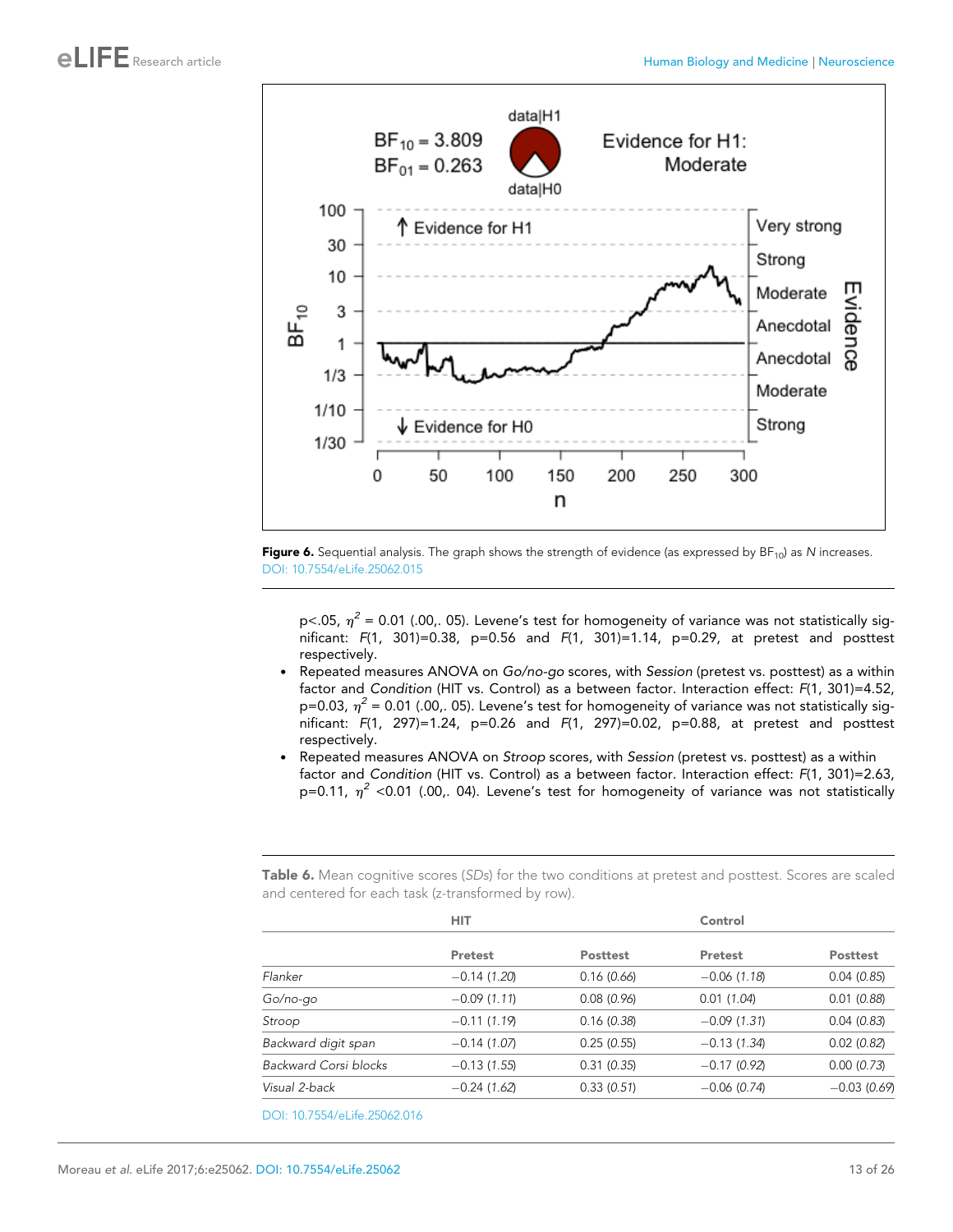**Figure 6.** Sequential analysis. The graph shows the strength of evidence (as expressed by $BF_{10}$) as *N* increases.
DOI: 10.7554/eLife.25062.015

p<.05, $\eta^2$ = 0.01 (.00,. 05). Levene's test for homogeneity of variance was not statistically significant: *F*(1, 301)=0.38, p=0.56 and *F*(1, 301)=1.14, p=0.29, at pretest and posttest respectively.

- Repeated measures ANOVA on *Go/no-go* scores, with *Session* (pretest vs. posttest) as a within factor and *Condition* (HIT vs. Control) as a between factor. Interaction effect: *F*(1, 301)=4.52, p=0.03, $\eta^2$ = 0.01 (.00,. 05). Levene's test for homogeneity of variance was not statistically significant: *F*(1, 297)=1.24, p=0.26 and *F*(1, 297)=0.02, p=0.88, at pretest and posttest respectively.
- Repeated measures ANOVA on *Stroop* scores, with *Session* (pretest vs. posttest) as a within factor and *Condition* (HIT vs. Control) as a between factor. Interaction effect: *F*(1, 301)=2.63, p=0.11, $\eta^2$ <0.01 (.00,. 04). Levene's test for homogeneity of variance was not statistically

**Table 6.** Mean cognitive scores (*SDs*) for the two conditions at pretest and posttest. Scores are scaled and centered for each task (z-transformed by row).

| | HIT | | Control | |
|---|---|---|---|---|
| | Pretest | Posttest | Pretest | Posttest |
| *Flanker* | −0.14 (*1.20*) | 0.16 (*0.66*) | −0.06 (*1.18*) | 0.04 (*0.85*) |
| *Go/no-go* | −0.09 (*1.11*) | 0.08 (*0.96*) | 0.01 (*1.04*) | 0.01 (*0.88*) |
| *Stroop* | −0.11 (*1.19*) | 0.16 (*0.38*) | −0.09 (*1.31*) | 0.04 (*0.83*) |
| *Backward digit span* | −0.14 (*1.07*) | 0.25 (*0.55*) | −0.13 (*1.34*) | 0.02 (*0.82*) |
| *Backward Corsi blocks* | −0.13 (*1.55*) | 0.31 (*0.35*) | −0.17 (*0.92*) | 0.00 (*0.73*) |
| *Visual 2-back* | −0.24 (*1.62*) | 0.33 (*0.51*) | −0.06 (*0.74*) | −0.03 (*0.69*) |

DOI: 10.7554/eLife.25062.016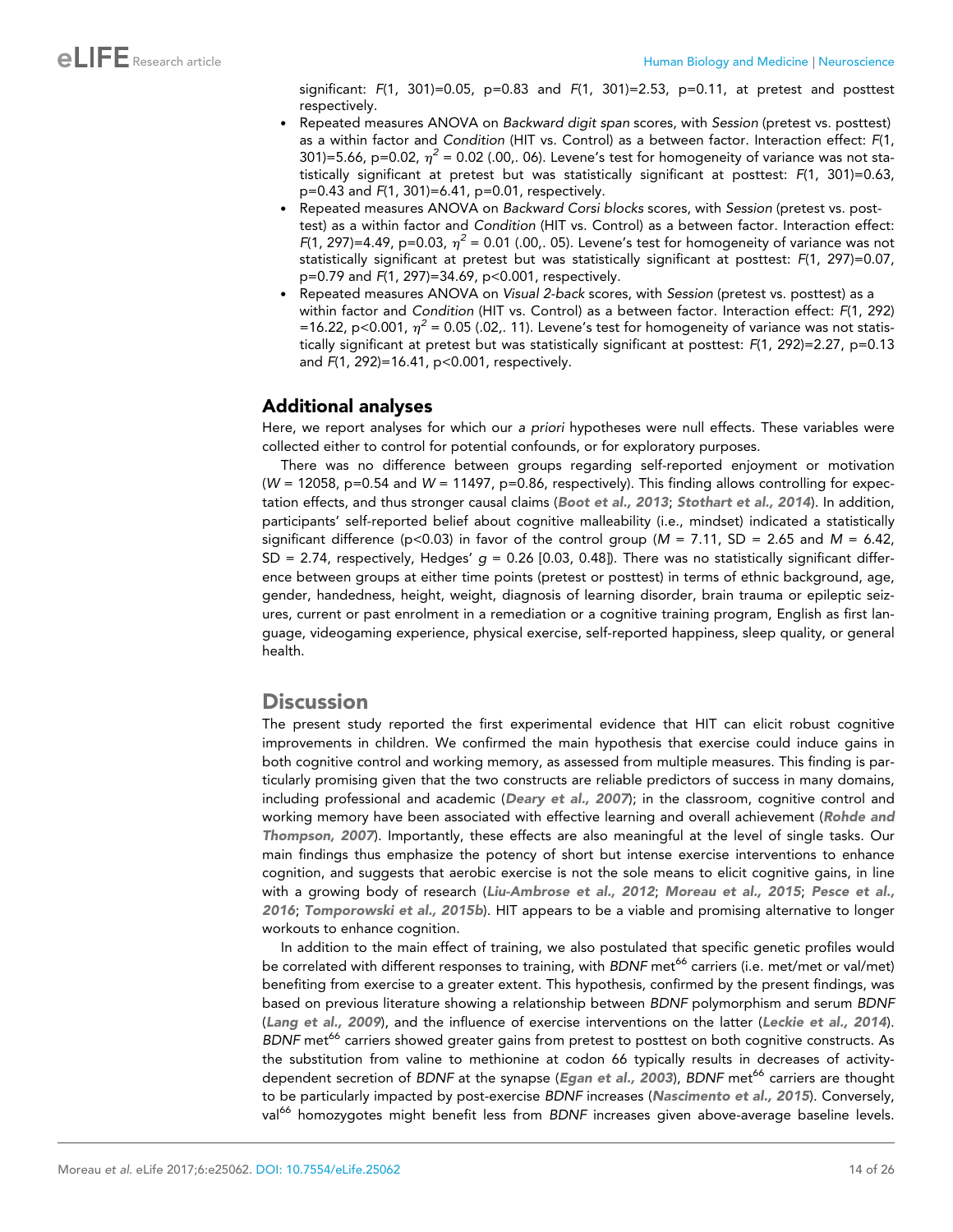significant: $F(1, 301)=0.05$, $p=0.83$ and $F(1, 301)=2.53$, $p=0.11$, at pretest and posttest respectively.

- Repeated measures ANOVA on *Backward digit span* scores, with *Session* (pretest vs. posttest) as a within factor and *Condition* (HIT vs. Control) as a between factor. Interaction effect: $F(1, 301)=5.66$, $p=0.02$, $\eta^2 = 0.02$ (.00,. 06). Levene's test for homogeneity of variance was not statistically significant at pretest but was statistically significant at posttest: $F(1, 301)=0.63$, $p=0.43$ and $F(1, 301)=6.41$, $p=0.01$, respectively.
- Repeated measures ANOVA on *Backward Corsi blocks* scores, with *Session* (pretest vs. posttest) as a within factor and *Condition* (HIT vs. Control) as a between factor. Interaction effect: $F(1, 297)=4.49$, $p=0.03$, $\eta^2 = 0.01$ (.00,. 05). Levene's test for homogeneity of variance was not statistically significant at pretest but was statistically significant at posttest: $F(1, 297)=0.07$, $p=0.79$ and $F(1, 297)=34.69$, $p<0.001$, respectively.
- Repeated measures ANOVA on *Visual 2-back* scores, with *Session* (pretest vs. posttest) as a within factor and *Condition* (HIT vs. Control) as a between factor. Interaction effect: $F(1, 292)=16.22$, $p<0.001$, $\eta^2 = 0.05$ (.02,. 11). Levene's test for homogeneity of variance was not statistically significant at pretest but was statistically significant at posttest: $F(1, 292)=2.27$, $p=0.13$ and $F(1, 292)=16.41$, $p<0.001$, respectively.

## Additional analyses

Here, we report analyses for which our *a priori* hypotheses were null effects. These variables were collected either to control for potential confounds, or for exploratory purposes.

There was no difference between groups regarding self-reported enjoyment or motivation ($W = 12058$, $p=0.54$ and $W = 11497$, $p=0.86$, respectively). This finding allows controlling for expectation effects, and thus stronger causal claims (**Boot et al., 2013**; **Stothart et al., 2014**). In addition, participants' self-reported belief about cognitive malleability (i.e., mindset) indicated a statistically significant difference ($p<0.03$) in favor of the control group ($M = 7.11$, $SD = 2.65$ and $M = 6.42$, $SD = 2.74$, respectively, Hedges' $g = 0.26$ [0.03, 0.48]). There was no statistically significant difference between groups at either time points (pretest or posttest) in terms of ethnic background, age, gender, handedness, height, weight, diagnosis of learning disorder, brain trauma or epileptic seizures, current or past enrolment in a remediation or a cognitive training program, English as first language, videogaming experience, physical exercise, self-reported happiness, sleep quality, or general health.

# Discussion

The present study reported the first experimental evidence that HIT can elicit robust cognitive improvements in children. We confirmed the main hypothesis that exercise could induce gains in both cognitive control and working memory, as assessed from multiple measures. This finding is particularly promising given that the two constructs are reliable predictors of success in many domains, including professional and academic (**Deary et al., 2007**); in the classroom, cognitive control and working memory have been associated with effective learning and overall achievement (**Rohde and Thompson, 2007**). Importantly, these effects are also meaningful at the level of single tasks. Our main findings thus emphasize the potency of short but intense exercise interventions to enhance cognition, and suggests that aerobic exercise is not the sole means to elicit cognitive gains, in line with a growing body of research (**Liu-Ambrose et al., 2012**; **Moreau et al., 2015**; **Pesce et al., 2016**; **Tomporowski et al., 2015b**). HIT appears to be a viable and promising alternative to longer workouts to enhance cognition.

In addition to the main effect of training, we also postulated that specific genetic profiles would be correlated with different responses to training, with *BDNF* met[66] carriers (i.e. met/met or val/met) benefiting from exercise to a greater extent. This hypothesis, confirmed by the present findings, was based on previous literature showing a relationship between *BDNF* polymorphism and serum *BDNF* (**Lang et al., 2009**), and the influence of exercise interventions on the latter (**Leckie et al., 2014**). *BDNF* met[66] carriers showed greater gains from pretest to posttest on both cognitive constructs. As the substitution from valine to methionine at codon 66 typically results in decreases of activity-dependent secretion of *BDNF* at the synapse (**Egan et al., 2003**), *BDNF* met[66] carriers are thought to be particularly impacted by post-exercise *BDNF* increases (**Nascimento et al., 2015**). Conversely, val[66] homozygotes might benefit less from *BDNF* increases given above-average baseline levels.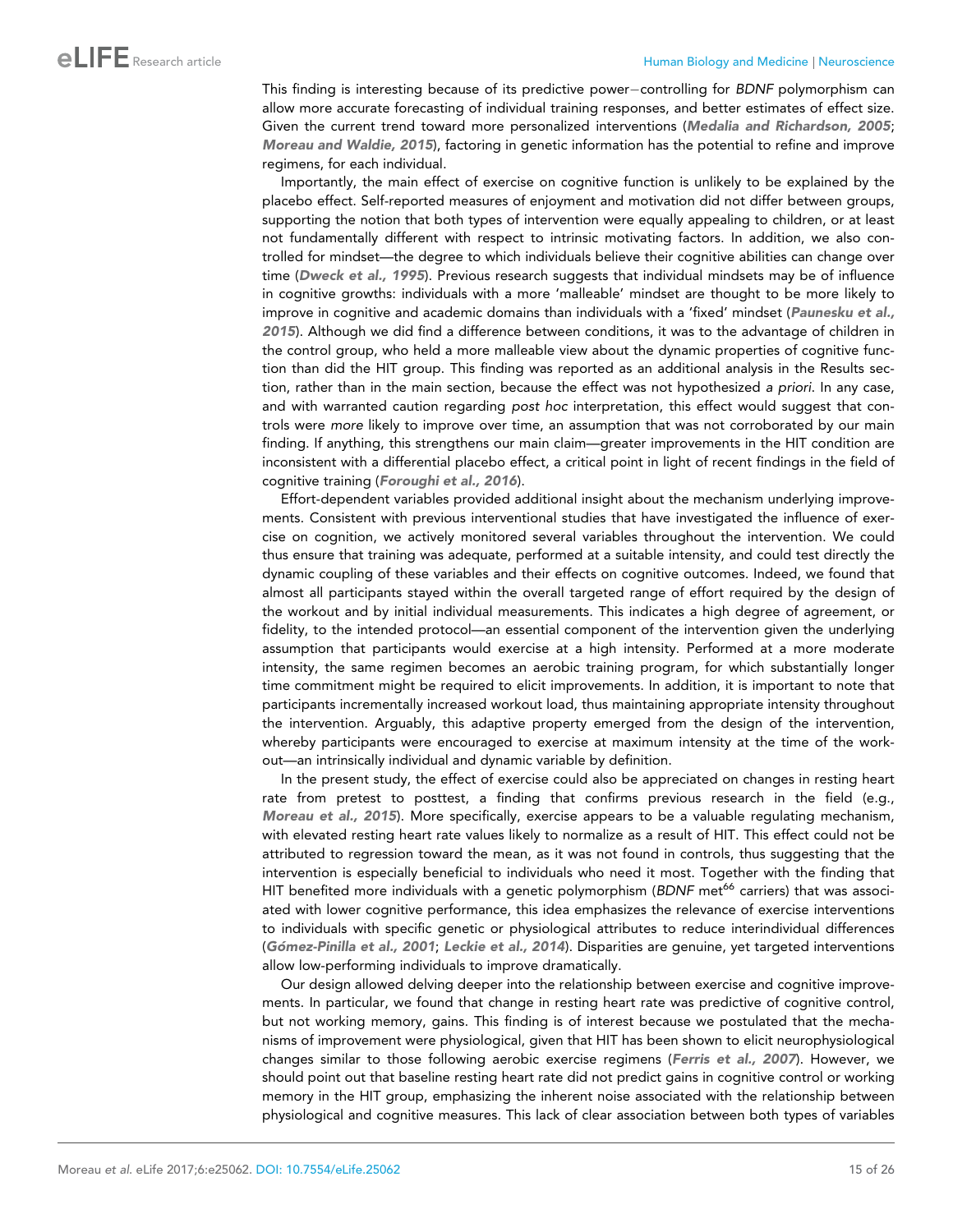This finding is interesting because of its predictive power−controlling for *BDNF* polymorphism can allow more accurate forecasting of individual training responses, and better estimates of effect size. Given the current trend toward more personalized interventions (**Medalia and Richardson, 2005**; **Moreau and Waldie, 2015**), factoring in genetic information has the potential to refine and improve regimens, for each individual.

Importantly, the main effect of exercise on cognitive function is unlikely to be explained by the placebo effect. Self-reported measures of enjoyment and motivation did not differ between groups, supporting the notion that both types of intervention were equally appealing to children, or at least not fundamentally different with respect to intrinsic motivating factors. In addition, we also controlled for mindset—the degree to which individuals believe their cognitive abilities can change over time (**Dweck et al., 1995**). Previous research suggests that individual mindsets may be of influence in cognitive growths: individuals with a more 'malleable' mindset are thought to be more likely to improve in cognitive and academic domains than individuals with a 'fixed' mindset (**Paunesku et al., 2015**). Although we did find a difference between conditions, it was to the advantage of children in the control group, who held a more malleable view about the dynamic properties of cognitive function than did the HIT group. This finding was reported as an additional analysis in the Results section, rather than in the main section, because the effect was not hypothesized *a priori*. In any case, and with warranted caution regarding *post hoc* interpretation, this effect would suggest that controls were *more* likely to improve over time, an assumption that was not corroborated by our main finding. If anything, this strengthens our main claim—greater improvements in the HIT condition are inconsistent with a differential placebo effect, a critical point in light of recent findings in the field of cognitive training (**Foroughi et al., 2016**).

Effort-dependent variables provided additional insight about the mechanism underlying improvements. Consistent with previous interventional studies that have investigated the influence of exercise on cognition, we actively monitored several variables throughout the intervention. We could thus ensure that training was adequate, performed at a suitable intensity, and could test directly the dynamic coupling of these variables and their effects on cognitive outcomes. Indeed, we found that almost all participants stayed within the overall targeted range of effort required by the design of the workout and by initial individual measurements. This indicates a high degree of agreement, or fidelity, to the intended protocol—an essential component of the intervention given the underlying assumption that participants would exercise at a high intensity. Performed at a more moderate intensity, the same regimen becomes an aerobic training program, for which substantially longer time commitment might be required to elicit improvements. In addition, it is important to note that participants incrementally increased workout load, thus maintaining appropriate intensity throughout the intervention. Arguably, this adaptive property emerged from the design of the intervention, whereby participants were encouraged to exercise at maximum intensity at the time of the workout—an intrinsically individual and dynamic variable by definition.

In the present study, the effect of exercise could also be appreciated on changes in resting heart rate from pretest to posttest, a finding that confirms previous research in the field (e.g., **Moreau et al., 2015**). More specifically, exercise appears to be a valuable regulating mechanism, with elevated resting heart rate values likely to normalize as a result of HIT. This effect could not be attributed to regression toward the mean, as it was not found in controls, thus suggesting that the intervention is especially beneficial to individuals who need it most. Together with the finding that HIT benefited more individuals with a genetic polymorphism (*BDNF* met[66] carriers) that was associated with lower cognitive performance, this idea emphasizes the relevance of exercise interventions to individuals with specific genetic or physiological attributes to reduce interindividual differences (**Gómez-Pinilla et al., 2001**; **Leckie et al., 2014**). Disparities are genuine, yet targeted interventions allow low-performing individuals to improve dramatically.

Our design allowed delving deeper into the relationship between exercise and cognitive improvements. In particular, we found that change in resting heart rate was predictive of cognitive control, but not working memory, gains. This finding is of interest because we postulated that the mechanisms of improvement were physiological, given that HIT has been shown to elicit neurophysiological changes similar to those following aerobic exercise regimens (**Ferris et al., 2007**). However, we should point out that baseline resting heart rate did not predict gains in cognitive control or working memory in the HIT group, emphasizing the inherent noise associated with the relationship between physiological and cognitive measures. This lack of clear association between both types of variables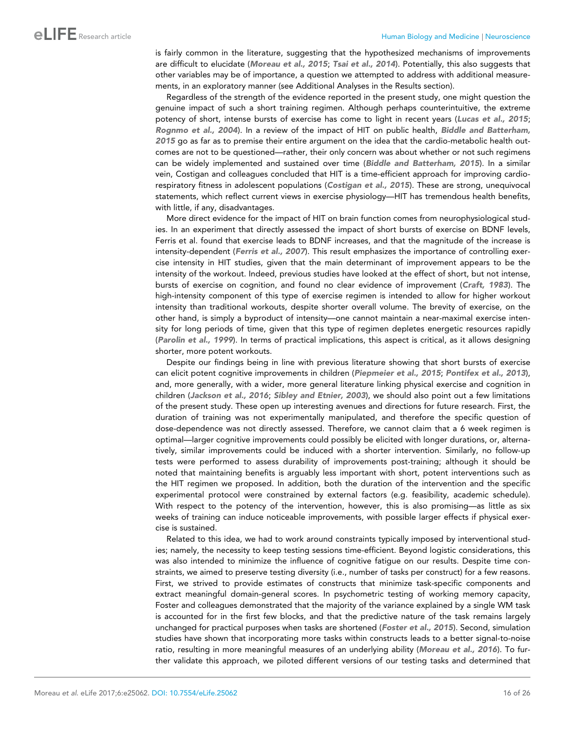is fairly common in the literature, suggesting that the hypothesized mechanisms of improvements are difficult to elucidate (*Moreau et al., 2015*; *Tsai et al., 2014*). Potentially, this also suggests that other variables may be of importance, a question we attempted to address with additional measurements, in an exploratory manner (see Additional Analyses in the Results section).

Regardless of the strength of the evidence reported in the present study, one might question the genuine impact of such a short training regimen. Although perhaps counterintuitive, the extreme potency of short, intense bursts of exercise has come to light in recent years (*Lucas et al., 2015*; *Rognmo et al., 2004*). In a review of the impact of HIT on public health, *Biddle and Batterham, 2015* go as far as to premise their entire argument on the idea that the cardio-metabolic health outcomes are not to be questioned—rather, their only concern was about whether or not such regimens can be widely implemented and sustained over time (*Biddle and Batterham, 2015*). In a similar vein, Costigan and colleagues concluded that HIT is a time-efficient approach for improving cardiorespiratory fitness in adolescent populations (*Costigan et al., 2015*). These are strong, unequivocal statements, which reflect current views in exercise physiology—HIT has tremendous health benefits, with little, if any, disadvantages.

More direct evidence for the impact of HIT on brain function comes from neurophysiological studies. In an experiment that directly assessed the impact of short bursts of exercise on BDNF levels, Ferris et al. found that exercise leads to BDNF increases, and that the magnitude of the increase is intensity-dependent (*Ferris et al., 2007*). This result emphasizes the importance of controlling exercise intensity in HIT studies, given that the main determinant of improvement appears to be the intensity of the workout. Indeed, previous studies have looked at the effect of short, but not intense, bursts of exercise on cognition, and found no clear evidence of improvement (*Craft, 1983*). The high-intensity component of this type of exercise regimen is intended to allow for higher workout intensity than traditional workouts, despite shorter overall volume. The brevity of exercise, on the other hand, is simply a byproduct of intensity—one cannot maintain a near-maximal exercise intensity for long periods of time, given that this type of regimen depletes energetic resources rapidly (*Parolin et al., 1999*). In terms of practical implications, this aspect is critical, as it allows designing shorter, more potent workouts.

Despite our findings being in line with previous literature showing that short bursts of exercise can elicit potent cognitive improvements in children (*Piepmeier et al., 2015*; *Pontifex et al., 2013*), and, more generally, with a wider, more general literature linking physical exercise and cognition in children (*Jackson et al., 2016*; *Sibley and Etnier, 2003*), we should also point out a few limitations of the present study. These open up interesting avenues and directions for future research. First, the duration of training was not experimentally manipulated, and therefore the specific question of dose-dependence was not directly assessed. Therefore, we cannot claim that a 6 week regimen is optimal—larger cognitive improvements could possibly be elicited with longer durations, or, alternatively, similar improvements could be induced with a shorter intervention. Similarly, no follow-up tests were performed to assess durability of improvements post-training; although it should be noted that maintaining benefits is arguably less important with short, potent interventions such as the HIT regimen we proposed. In addition, both the duration of the intervention and the specific experimental protocol were constrained by external factors (e.g. feasibility, academic schedule). With respect to the potency of the intervention, however, this is also promising—as little as six weeks of training can induce noticeable improvements, with possible larger effects if physical exercise is sustained.

Related to this idea, we had to work around constraints typically imposed by interventional studies; namely, the necessity to keep testing sessions time-efficient. Beyond logistic considerations, this was also intended to minimize the influence of cognitive fatigue on our results. Despite time constraints, we aimed to preserve testing diversity (i.e., number of tasks per construct) for a few reasons. First, we strived to provide estimates of constructs that minimize task-specific components and extract meaningful domain-general scores. In psychometric testing of working memory capacity, Foster and colleagues demonstrated that the majority of the variance explained by a single WM task is accounted for in the first few blocks, and that the predictive nature of the task remains largely unchanged for practical purposes when tasks are shortened (*Foster et al., 2015*). Second, simulation studies have shown that incorporating more tasks within constructs leads to a better signal-to-noise ratio, resulting in more meaningful measures of an underlying ability (*Moreau et al., 2016*). To further validate this approach, we piloted different versions of our testing tasks and determined that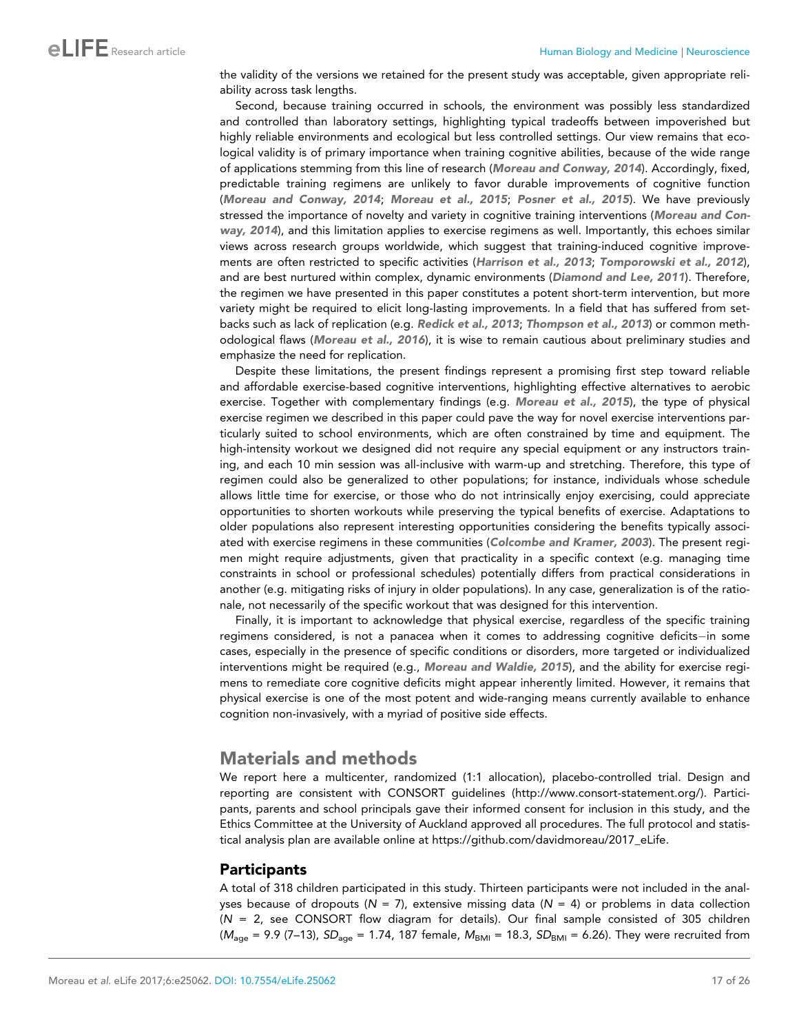the validity of the versions we retained for the present study was acceptable, given appropriate reliability across task lengths.

Second, because training occurred in schools, the environment was possibly less standardized and controlled than laboratory settings, highlighting typical tradeoffs between impoverished but highly reliable environments and ecological but less controlled settings. Our view remains that ecological validity is of primary importance when training cognitive abilities, because of the wide range of applications stemming from this line of research (**Moreau and Conway, 2014**). Accordingly, fixed, predictable training regimens are unlikely to favor durable improvements of cognitive function (**Moreau and Conway, 2014**; **Moreau et al., 2015**; **Posner et al., 2015**). We have previously stressed the importance of novelty and variety in cognitive training interventions (**Moreau and Conway, 2014**), and this limitation applies to exercise regimens as well. Importantly, this echoes similar views across research groups worldwide, which suggest that training-induced cognitive improvements are often restricted to specific activities (**Harrison et al., 2013**; **Tomporowski et al., 2012**), and are best nurtured within complex, dynamic environments (**Diamond and Lee, 2011**). Therefore, the regimen we have presented in this paper constitutes a potent short-term intervention, but more variety might be required to elicit long-lasting improvements. In a field that has suffered from setbacks such as lack of replication (e.g. **Redick et al., 2013**; **Thompson et al., 2013**) or common methodological flaws (**Moreau et al., 2016**), it is wise to remain cautious about preliminary studies and emphasize the need for replication.

Despite these limitations, the present findings represent a promising first step toward reliable and affordable exercise-based cognitive interventions, highlighting effective alternatives to aerobic exercise. Together with complementary findings (e.g. **Moreau et al., 2015**), the type of physical exercise regimen we described in this paper could pave the way for novel exercise interventions particularly suited to school environments, which are often constrained by time and equipment. The high-intensity workout we designed did not require any special equipment or any instructors training, and each 10 min session was all-inclusive with warm-up and stretching. Therefore, this type of regimen could also be generalized to other populations; for instance, individuals whose schedule allows little time for exercise, or those who do not intrinsically enjoy exercising, could appreciate opportunities to shorten workouts while preserving the typical benefits of exercise. Adaptations to older populations also represent interesting opportunities considering the benefits typically associated with exercise regimens in these communities (**Colcombe and Kramer, 2003**). The present regimen might require adjustments, given that practicality in a specific context (e.g. managing time constraints in school or professional schedules) potentially differs from practical considerations in another (e.g. mitigating risks of injury in older populations). In any case, generalization is of the rationale, not necessarily of the specific workout that was designed for this intervention.

Finally, it is important to acknowledge that physical exercise, regardless of the specific training regimens considered, is not a panacea when it comes to addressing cognitive deficits—in some cases, especially in the presence of specific conditions or disorders, more targeted or individualized interventions might be required (e.g., **Moreau and Waldie, 2015**), and the ability for exercise regimens to remediate core cognitive deficits might appear inherently limited. However, it remains that physical exercise is one of the most potent and wide-ranging means currently available to enhance cognition non-invasively, with a myriad of positive side effects.

## Materials and methods

We report here a multicenter, randomized (1:1 allocation), placebo-controlled trial. Design and reporting are consistent with CONSORT guidelines (http://www.consort-statement.org/). Participants, parents and school principals gave their informed consent for inclusion in this study, and the Ethics Committee at the University of Auckland approved all procedures. The full protocol and statistical analysis plan are available online at https://github.com/davidmoreau/2017_eLife.

### Participants

A total of 318 children participated in this study. Thirteen participants were not included in the analyses because of dropouts ($N$ = 7), extensive missing data ($N$ = 4) or problems in data collection ($N$ = 2, see CONSORT flow diagram for details). Our final sample consisted of 305 children ($M_{age}$ = 9.9 (7–13), $SD_{age}$ = 1.74, 187 female, $M_{BMI}$ = 18.3, $SD_{BMI}$ = 6.26). They were recruited from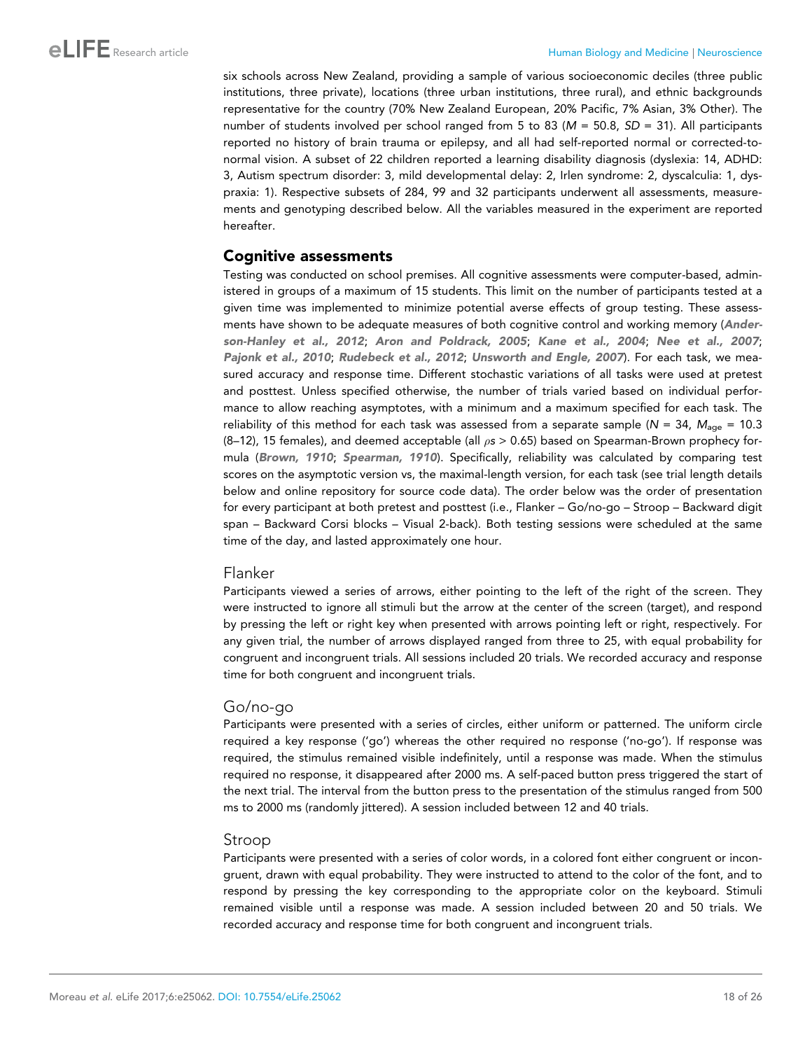six schools across New Zealand, providing a sample of various socioeconomic deciles (three public institutions, three private), locations (three urban institutions, three rural), and ethnic backgrounds representative for the country (70% New Zealand European, 20% Pacific, 7% Asian, 3% Other). The number of students involved per school ranged from 5 to 83 ($M$ = 50.8, $SD$ = 31). All participants reported no history of brain trauma or epilepsy, and all had self-reported normal or corrected-to-normal vision. A subset of 22 children reported a learning disability diagnosis (dyslexia: 14, ADHD: 3, Autism spectrum disorder: 3, mild developmental delay: 2, Irlen syndrome: 2, dyscalculia: 1, dyspraxia: 1). Respective subsets of 284, 99 and 32 participants underwent all assessments, measurements and genotyping described below. All the variables measured in the experiment are reported hereafter.

## Cognitive assessments

Testing was conducted on school premises. All cognitive assessments were computer-based, administered in groups of a maximum of 15 students. This limit on the number of participants tested at a given time was implemented to minimize potential averse effects of group testing. These assessments have shown to be adequate measures of both cognitive control and working memory (**Anderson-Hanley et al., 2012**; **Aron and Poldrack, 2005**; **Kane et al., 2004**; **Nee et al., 2007**; **Pajonk et al., 2010**; **Rudebeck et al., 2012**; **Unsworth and Engle, 2007**). For each task, we measured accuracy and response time. Different stochastic variations of all tasks were used at pretest and posttest. Unless specified otherwise, the number of trials varied based on individual performance to allow reaching asymptotes, with a minimum and a maximum specified for each task. The reliability of this method for each task was assessed from a separate sample ($N$ = 34, $M_{age}$ = 10.3 (8–12), 15 females), and deemed acceptable (all $\rho s > 0.65$) based on Spearman-Brown prophecy formula (**Brown, 1910**; **Spearman, 1910**). Specifically, reliability was calculated by comparing test scores on the asymptotic version vs, the maximal-length version, for each task (see trial length details below and online repository for source code data). The order below was the order of presentation for every participant at both pretest and posttest (i.e., Flanker – Go/no-go – Stroop – Backward digit span – Backward Corsi blocks – Visual 2-back). Both testing sessions were scheduled at the same time of the day, and lasted approximately one hour.

### Flanker

Participants viewed a series of arrows, either pointing to the left of the right of the screen. They were instructed to ignore all stimuli but the arrow at the center of the screen (target), and respond by pressing the left or right key when presented with arrows pointing left or right, respectively. For any given trial, the number of arrows displayed ranged from three to 25, with equal probability for congruent and incongruent trials. All sessions included 20 trials. We recorded accuracy and response time for both congruent and incongruent trials.

### Go/no-go

Participants were presented with a series of circles, either uniform or patterned. The uniform circle required a key response ('go') whereas the other required no response ('no-go'). If response was required, the stimulus remained visible indefinitely, until a response was made. When the stimulus required no response, it disappeared after 2000 ms. A self-paced button press triggered the start of the next trial. The interval from the button press to the presentation of the stimulus ranged from 500 ms to 2000 ms (randomly jittered). A session included between 12 and 40 trials.

### Stroop

Participants were presented with a series of color words, in a colored font either congruent or incongruent, drawn with equal probability. They were instructed to attend to the color of the font, and to respond by pressing the key corresponding to the appropriate color on the keyboard. Stimuli remained visible until a response was made. A session included between 20 and 50 trials. We recorded accuracy and response time for both congruent and incongruent trials.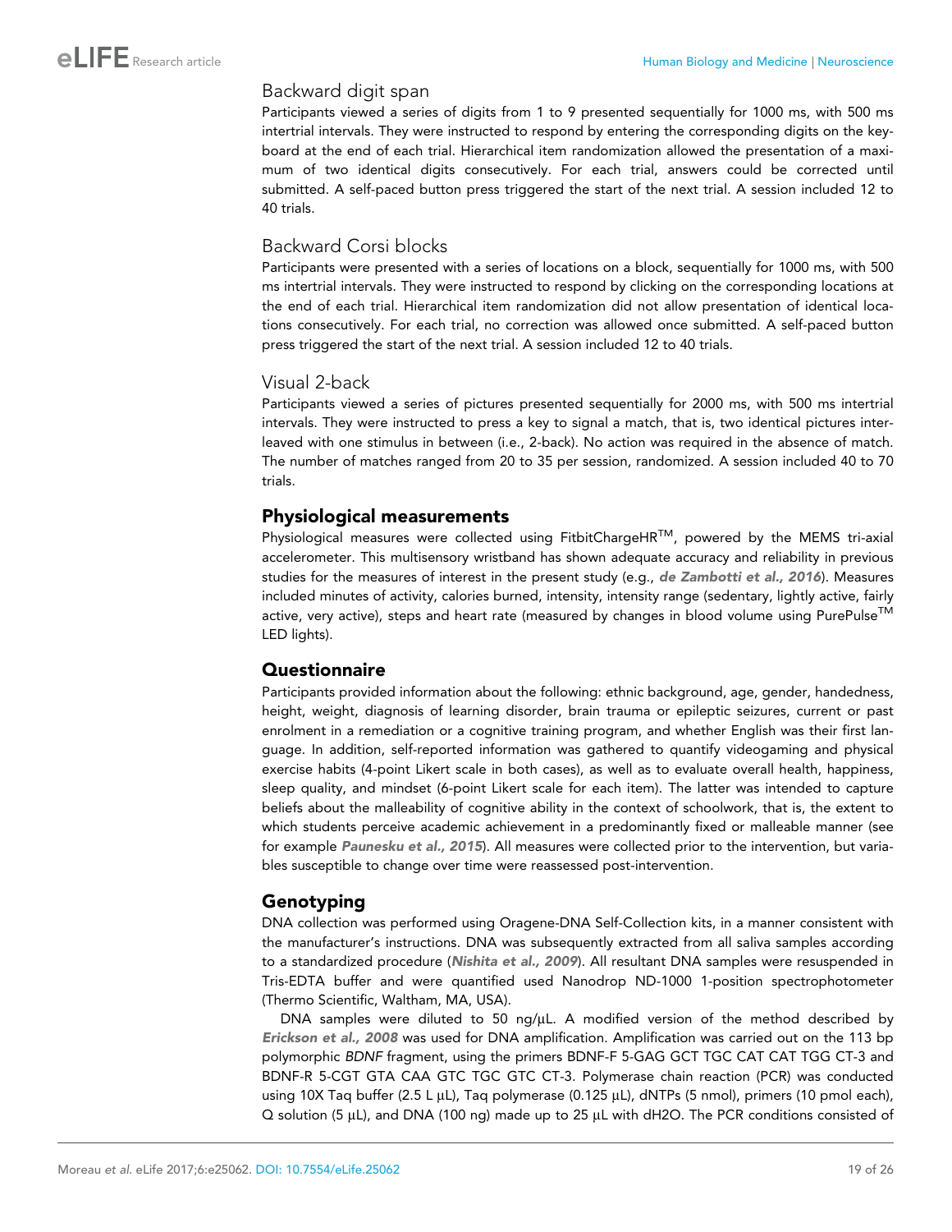### Backward digit span

Participants viewed a series of digits from 1 to 9 presented sequentially for 1000 ms, with 500 ms intertrial intervals. They were instructed to respond by entering the corresponding digits on the keyboard at the end of each trial. Hierarchical item randomization allowed the presentation of a maximum of two identical digits consecutively. For each trial, answers could be corrected until submitted. A self-paced button press triggered the start of the next trial. A session included 12 to 40 trials.

### Backward Corsi blocks

Participants were presented with a series of locations on a block, sequentially for 1000 ms, with 500 ms intertrial intervals. They were instructed to respond by clicking on the corresponding locations at the end of each trial. Hierarchical item randomization did not allow presentation of identical locations consecutively. For each trial, no correction was allowed once submitted. A self-paced button press triggered the start of the next trial. A session included 12 to 40 trials.

### Visual 2-back

Participants viewed a series of pictures presented sequentially for 2000 ms, with 500 ms intertrial intervals. They were instructed to press a key to signal a match, that is, two identical pictures interleaved with one stimulus in between (i.e., 2-back). No action was required in the absence of match. The number of matches ranged from 20 to 35 per session, randomized. A session included 40 to 70 trials.

## Physiological measurements

Physiological measures were collected using FitbitChargeHR™, powered by the MEMS tri-axial accelerometer. This multisensory wristband has shown adequate accuracy and reliability in previous studies for the measures of interest in the present study (e.g., ***de Zambotti et al., 2016***). Measures included minutes of activity, calories burned, intensity, intensity range (sedentary, lightly active, fairly active, very active), steps and heart rate (measured by changes in blood volume using PurePulse™ LED lights).

## Questionnaire

Participants provided information about the following: ethnic background, age, gender, handedness, height, weight, diagnosis of learning disorder, brain trauma or epileptic seizures, current or past enrolment in a remediation or a cognitive training program, and whether English was their first language. In addition, self-reported information was gathered to quantify videogaming and physical exercise habits (4-point Likert scale in both cases), as well as to evaluate overall health, happiness, sleep quality, and mindset (6-point Likert scale for each item). The latter was intended to capture beliefs about the malleability of cognitive ability in the context of schoolwork, that is, the extent to which students perceive academic achievement in a predominantly fixed or malleable manner (see for example ***Paunesku et al., 2015***). All measures were collected prior to the intervention, but variables susceptible to change over time were reassessed post-intervention.

## Genotyping

DNA collection was performed using Oragene-DNA Self-Collection kits, in a manner consistent with the manufacturer's instructions. DNA was subsequently extracted from all saliva samples according to a standardized procedure (***Nishita et al., 2009***). All resultant DNA samples were resuspended in Tris-EDTA buffer and were quantified used Nanodrop ND-1000 1-position spectrophotometer (Thermo Scientific, Waltham, MA, USA).

DNA samples were diluted to 50 ng/µL. A modified version of the method described by ***Erickson et al., 2008*** was used for DNA amplification. Amplification was carried out on the 113 bp polymorphic *BDNF* fragment, using the primers BDNF-F 5-GAG GCT TGC CAT CAT TGG CT-3 and BDNF-R 5-CGT GTA CAA GTC TGC GTC CT-3. Polymerase chain reaction (PCR) was conducted using 10X Taq buffer (2.5 L µL), Taq polymerase (0.125 µL), dNTPs (5 nmol), primers (10 pmol each), Q solution (5 µL), and DNA (100 ng) made up to 25 µL with dH2O. The PCR conditions consisted of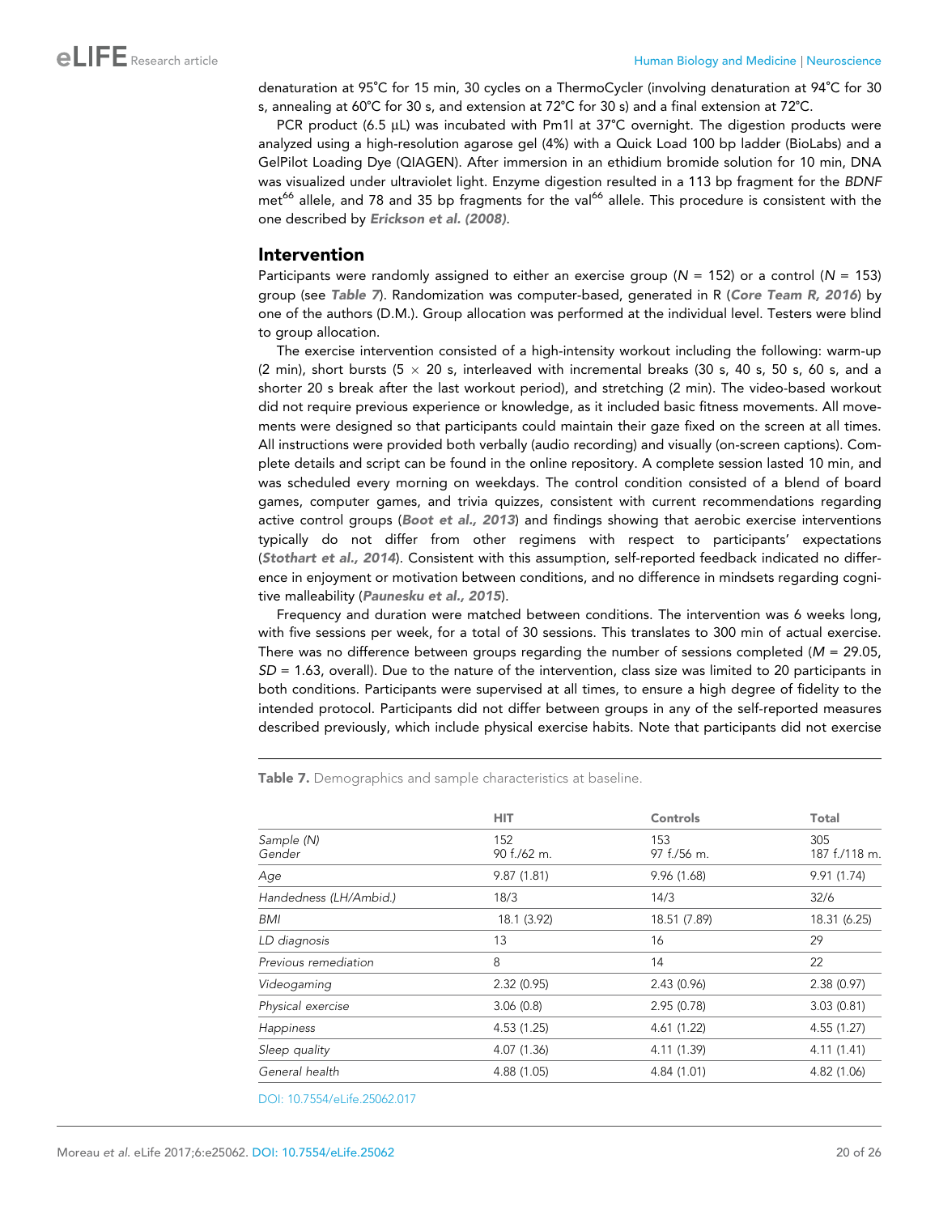denaturation at 95°C for 15 min, 30 cycles on a ThermoCycler (involving denaturation at 94°C for 30 s, annealing at 60°C for 30 s, and extension at 72°C for 30 s) and a final extension at 72°C.

PCR product (6.5 µL) was incubated with Pm1l at 37°C overnight. The digestion products were analyzed using a high-resolution agarose gel (4%) with a Quick Load 100 bp ladder (BioLabs) and a GelPilot Loading Dye (QIAGEN). After immersion in an ethidium bromide solution for 10 min, DNA was visualized under ultraviolet light. Enzyme digestion resulted in a 113 bp fragment for the *BDNF* met[66] allele, and 78 and 35 bp fragments for the val[66] allele. This procedure is consistent with the one described by ***Erickson et al. (2008)***.

## Intervention

Participants were randomly assigned to either an exercise group (*N* = 152) or a control (*N* = 153) group (see ***Table 7***). Randomization was computer-based, generated in R (***Core Team R, 2016***) by one of the authors (D.M.). Group allocation was performed at the individual level. Testers were blind to group allocation.

The exercise intervention consisted of a high-intensity workout including the following: warm-up (2 min), short bursts (5 × 20 s, interleaved with incremental breaks (30 s, 40 s, 50 s, 60 s, and a shorter 20 s break after the last workout period), and stretching (2 min). The video-based workout did not require previous experience or knowledge, as it included basic fitness movements. All movements were designed so that participants could maintain their gaze fixed on the screen at all times. All instructions were provided both verbally (audio recording) and visually (on-screen captions). Complete details and script can be found in the online repository. A complete session lasted 10 min, and was scheduled every morning on weekdays. The control condition consisted of a blend of board games, computer games, and trivia quizzes, consistent with current recommendations regarding active control groups (***Boot et al., 2013***) and findings showing that aerobic exercise interventions typically do not differ from other regimens with respect to participants' expectations (***Stothart et al., 2014***). Consistent with this assumption, self-reported feedback indicated no difference in enjoyment or motivation between conditions, and no difference in mindsets regarding cognitive malleability (***Paunesku et al., 2015***).

Frequency and duration were matched between conditions. The intervention was 6 weeks long, with five sessions per week, for a total of 30 sessions. This translates to 300 min of actual exercise. There was no difference between groups regarding the number of sessions completed (*M* = 29.05, *SD* = 1.63, overall). Due to the nature of the intervention, class size was limited to 20 participants in both conditions. Participants were supervised at all times, to ensure a high degree of fidelity to the intended protocol. Participants did not differ between groups in any of the self-reported measures described previously, which include physical exercise habits. Note that participants did not exercise

**Table 7.** Demographics and sample characteristics at baseline.

| | HIT | Controls | Total |
|---|---|---|---|
| *Sample (N)* | 152 | 153 | 305 |
| *Gender* | 90 f./62 m. | 97 f./56 m. | 187 f./118 m. |
| *Age* | 9.87 (1.81) | 9.96 (1.68) | 9.91 (1.74) |
| *Handedness (LH/Ambid.)* | 18/3 | 14/3 | 32/6 |
| *BMI* | 18.1 (3.92) | 18.51 (7.89) | 18.31 (6.25) |
| *LD diagnosis* | 13 | 16 | 29 |
| *Previous remediation* | 8 | 14 | 22 |
| *Videogaming* | 2.32 (0.95) | 2.43 (0.96) | 2.38 (0.97) |
| *Physical exercise* | 3.06 (0.8) | 2.95 (0.78) | 3.03 (0.81) |
| *Happiness* | 4.53 (1.25) | 4.61 (1.22) | 4.55 (1.27) |
| *Sleep quality* | 4.07 (1.36) | 4.11 (1.39) | 4.11 (1.41) |
| *General health* | 4.88 (1.05) | 4.84 (1.01) | 4.82 (1.06) |

DOI: 10.7554/eLife.25062.017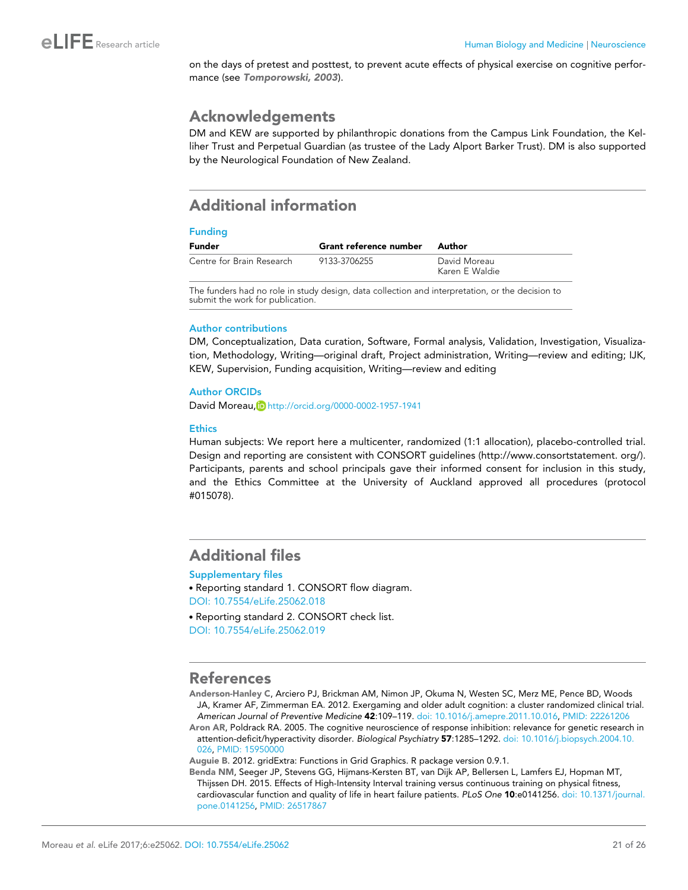on the days of pretest and posttest, to prevent acute effects of physical exercise on cognitive performance (see **Tomporowski, 2003**).

## Acknowledgements

DM and KEW are supported by philanthropic donations from the Campus Link Foundation, the Kelliher Trust and Perpetual Guardian (as trustee of the Lady Alport Barker Trust). DM is also supported by the Neurological Foundation of New Zealand.

## Additional information

### Funding

| Funder | Grant reference number | Author |
|---|---|---|
| Centre for Brain Research | 9133-3706255 | David Moreau<br>Karen E Waldie |

The funders had no role in study design, data collection and interpretation, or the decision to submit the work for publication.

### Author contributions

DM, Conceptualization, Data curation, Software, Formal analysis, Validation, Investigation, Visualization, Methodology, Writing—original draft, Project administration, Writing—review and editing; IJK, KEW, Supervision, Funding acquisition, Writing—review and editing

### Author ORCIDs

David Moreau, http://orcid.org/0000-0002-1957-1941

### Ethics

Human subjects: We report here a multicenter, randomized (1:1 allocation), placebo-controlled trial. Design and reporting are consistent with CONSORT guidelines (http://www.consortstatement. org/). Participants, parents and school principals gave their informed consent for inclusion in this study, and the Ethics Committee at the University of Auckland approved all procedures (protocol #015078).

## Additional files

### Supplementary files

- Reporting standard 1. CONSORT flow diagram.

DOI: 10.7554/eLife.25062.018

- Reporting standard 2. CONSORT check list.

DOI: 10.7554/eLife.25062.019

## References

**Anderson-Hanley C**, Arciero PJ, Brickman AM, Nimon JP, Okuma N, Westen SC, Merz ME, Pence BD, Woods JA, Kramer AF, Zimmerman EA. 2012. Exergaming and older adult cognition: a cluster randomized clinical trial. *American Journal of Preventive Medicine* **42**:109–119. doi: 10.1016/j.amepre.2011.10.016, PMID: 22261206

**Aron AR**, Poldrack RA. 2005. The cognitive neuroscience of response inhibition: relevance for genetic research in attention-deficit/hyperactivity disorder. *Biological Psychiatry* **57**:1285–1292. doi: 10.1016/j.biopsych.2004.10.026, PMID: 15950000

**Auguie B**. 2012. gridExtra: Functions in Grid Graphics. R package version 0.9.1.

**Benda NM**, Seeger JP, Stevens GG, Hijmans-Kersten BT, van Dijk AP, Bellersen L, Lamfers EJ, Hopman MT, Thijssen DH. 2015. Effects of High-Intensity Interval training versus continuous training on physical fitness, cardiovascular function and quality of life in heart failure patients. *PLoS One* **10**:e0141256. doi: 10.1371/journal.pone.0141256, PMID: 26517867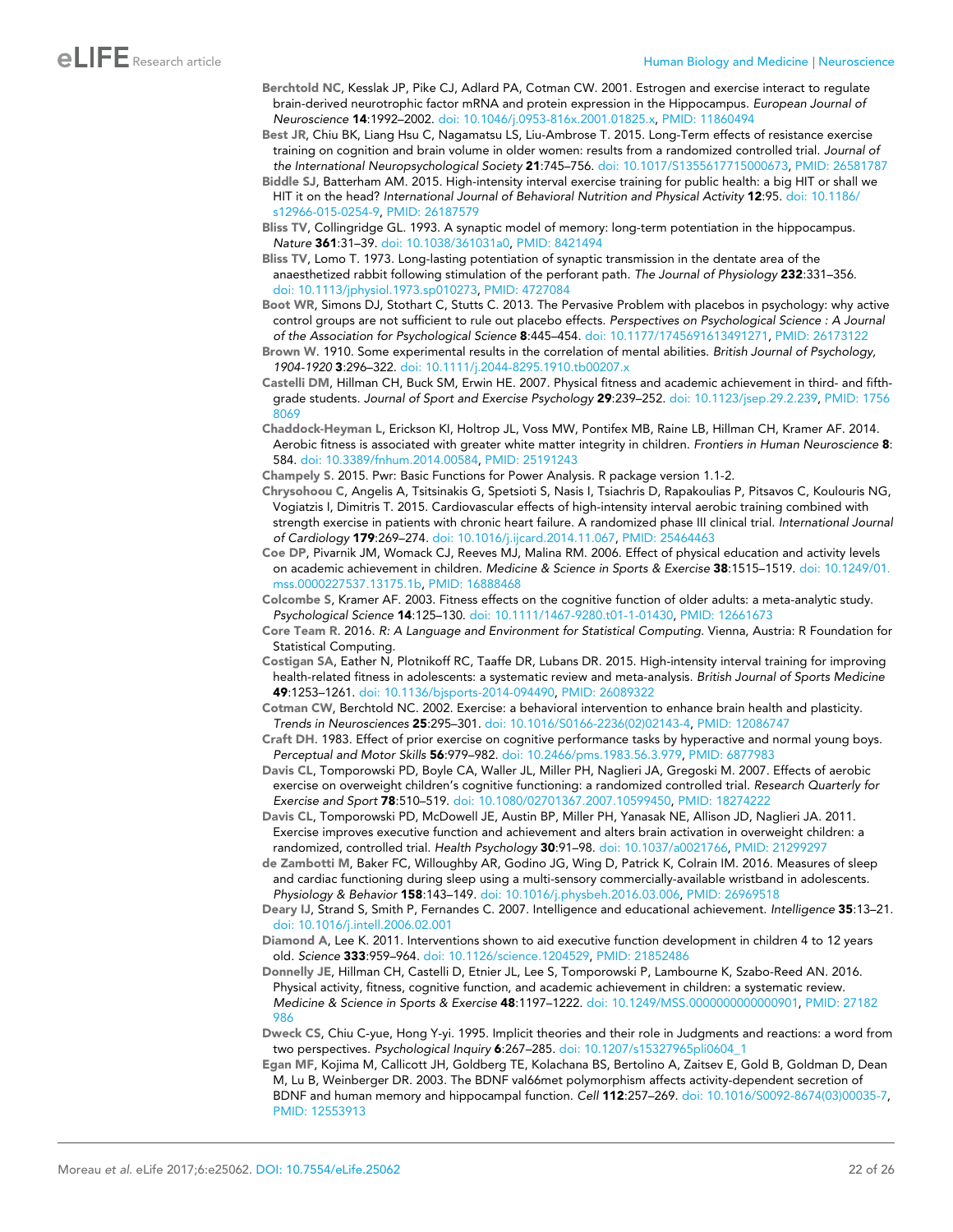Berchtold NC, Kesslak JP, Pike CJ, Adlard PA, Cotman CW. 2001. Estrogen and exercise interact to regulate brain-derived neurotrophic factor mRNA and protein expression in the Hippocampus. *European Journal of Neuroscience* **14**:1992–2002. doi: 10.1046/j.0953-816x.2001.01825.x, PMID: 11860494

Best JR, Chiu BK, Liang Hsu C, Nagamatsu LS, Liu-Ambrose T. 2015. Long-Term effects of resistance exercise training on cognition and brain volume in older women: results from a randomized controlled trial. *Journal of the International Neuropsychological Society* **21**:745–756. doi: 10.1017/S1355617715000673, PMID: 26581787

Biddle SJ, Batterham AM. 2015. High-intensity interval exercise training for public health: a big HIT or shall we HIT it on the head? *International Journal of Behavioral Nutrition and Physical Activity* **12**:95. doi: 10.1186/s12966-015-0254-9, PMID: 26187579

Bliss TV, Collingridge GL. 1993. A synaptic model of memory: long-term potentiation in the hippocampus. *Nature* **361**:31–39. doi: 10.1038/361031a0, PMID: 8421494

Bliss TV, Lomo T. 1973. Long-lasting potentiation of synaptic transmission in the dentate area of the anaesthetized rabbit following stimulation of the perforant path. *The Journal of Physiology* **232**:331–356. doi: 10.1113/jphysiol.1973.sp010273, PMID: 4727084

Boot WR, Simons DJ, Stothart C, Stutts C. 2013. The Pervasive Problem with placebos in psychology: why active control groups are not sufficient to rule out placebo effects. *Perspectives on Psychological Science : A Journal of the Association for Psychological Science* **8**:445–454. doi: 10.1177/1745691613491271, PMID: 26173122

Brown W. 1910. Some experimental results in the correlation of mental abilities. *British Journal of Psychology, 1904-1920* **3**:296–322. doi: 10.1111/j.2044-8295.1910.tb00207.x

Castelli DM, Hillman CH, Buck SM, Erwin HE. 2007. Physical fitness and academic achievement in third- and fifth-grade students. *Journal of Sport and Exercise Psychology* **29**:239–252. doi: 10.1123/jsep.29.2.239, PMID: 17568069

Chaddock-Heyman L, Erickson KI, Holtrop JL, Voss MW, Pontifex MB, Raine LB, Hillman CH, Kramer AF. 2014. Aerobic fitness is associated with greater white matter integrity in children. *Frontiers in Human Neuroscience* **8**:584. doi: 10.3389/fnhum.2014.00584, PMID: 25191243

Champely S. 2015. Pwr: Basic Functions for Power Analysis. R package version 1.1-2.

Chrysohoou C, Angelis A, Tsitsinakis G, Spetsioti S, Nasis I, Tsiachris D, Rapakoulias P, Pitsavos C, Koulouris NG, Vogiatzis I, Dimitris T. 2015. Cardiovascular effects of high-intensity interval aerobic training combined with strength exercise in patients with chronic heart failure. A randomized phase III clinical trial. *International Journal of Cardiology* **179**:269–274. doi: 10.1016/j.ijcard.2014.11.067, PMID: 25464463

Coe DP, Pivarnik JM, Womack CJ, Reeves MJ, Malina RM. 2006. Effect of physical education and activity levels on academic achievement in children. *Medicine & Science in Sports & Exercise* **38**:1515–1519. doi: 10.1249/01.mss.0000227537.13175.1b, PMID: 16888468

Colcombe S, Kramer AF. 2003. Fitness effects on the cognitive function of older adults: a meta-analytic study. *Psychological Science* **14**:125–130. doi: 10.1111/1467-9280.t01-1-01430, PMID: 12661673

Core Team R. 2016. *R: A Language and Environment for Statistical Computing*. Vienna, Austria: R Foundation for Statistical Computing.

Costigan SA, Eather N, Plotnikoff RC, Taaffe DR, Lubans DR. 2015. High-intensity interval training for improving health-related fitness in adolescents: a systematic review and meta-analysis. *British Journal of Sports Medicine* **49**:1253–1261. doi: 10.1136/bjsports-2014-094490, PMID: 26089322

Cotman CW, Berchtold NC. 2002. Exercise: a behavioral intervention to enhance brain health and plasticity. *Trends in Neurosciences* **25**:295–301. doi: 10.1016/S0166-2236(02)02143-4, PMID: 12086747

Craft DH. 1983. Effect of prior exercise on cognitive performance tasks by hyperactive and normal young boys. *Perceptual and Motor Skills* **56**:979–982. doi: 10.2466/pms.1983.56.3.979, PMID: 6877983

Davis CL, Tomporowski PD, Boyle CA, Waller JL, Miller PH, Naglieri JA, Gregoski M. 2007. Effects of aerobic exercise on overweight children's cognitive functioning: a randomized controlled trial. *Research Quarterly for Exercise and Sport* **78**:510–519. doi: 10.1080/02701367.2007.10599450, PMID: 18274222

Davis CL, Tomporowski PD, McDowell JE, Austin BP, Miller PH, Yanasak NE, Allison JD, Naglieri JA. 2011. Exercise improves executive function and achievement and alters brain activation in overweight children: a randomized, controlled trial. *Health Psychology* **30**:91–98. doi: 10.1037/a0021766, PMID: 21299297

de Zambotti M, Baker FC, Willoughby AR, Godino JG, Wing D, Patrick K, Colrain IM. 2016. Measures of sleep and cardiac functioning during sleep using a multi-sensory commercially-available wristband in adolescents. *Physiology & Behavior* **158**:143–149. doi: 10.1016/j.physbeh.2016.03.006, PMID: 26969518

Deary IJ, Strand S, Smith P, Fernandes C. 2007. Intelligence and educational achievement. *Intelligence* **35**:13–21. doi: 10.1016/j.intell.2006.02.001

Diamond A, Lee K. 2011. Interventions shown to aid executive function development in children 4 to 12 years old. *Science* **333**:959–964. doi: 10.1126/science.1204529, PMID: 21852486

Donnelly JE, Hillman CH, Castelli D, Etnier JL, Lee S, Tomporowski P, Lambourne K, Szabo-Reed AN. 2016. Physical activity, fitness, cognitive function, and academic achievement in children: a systematic review. *Medicine & Science in Sports & Exercise* **48**:1197–1222. doi: 10.1249/MSS.0000000000000901, PMID: 27182986

Dweck CS, Chiu C-yue, Hong Y-yi. 1995. Implicit theories and their role in Judgments and reactions: a word from two perspectives. *Psychological Inquiry* **6**:267–285. doi: 10.1207/s15327965pli0604_1

Egan MF, Kojima M, Callicott JH, Goldberg TE, Kolachana BS, Bertolino A, Zaitsev E, Gold B, Goldman D, Dean M, Lu B, Weinberger DR. 2003. The BDNF val66met polymorphism affects activity-dependent secretion of BDNF and human memory and hippocampal function. *Cell* **112**:257–269. doi: 10.1016/S0092-8674(03)00035-7, PMID: 12553913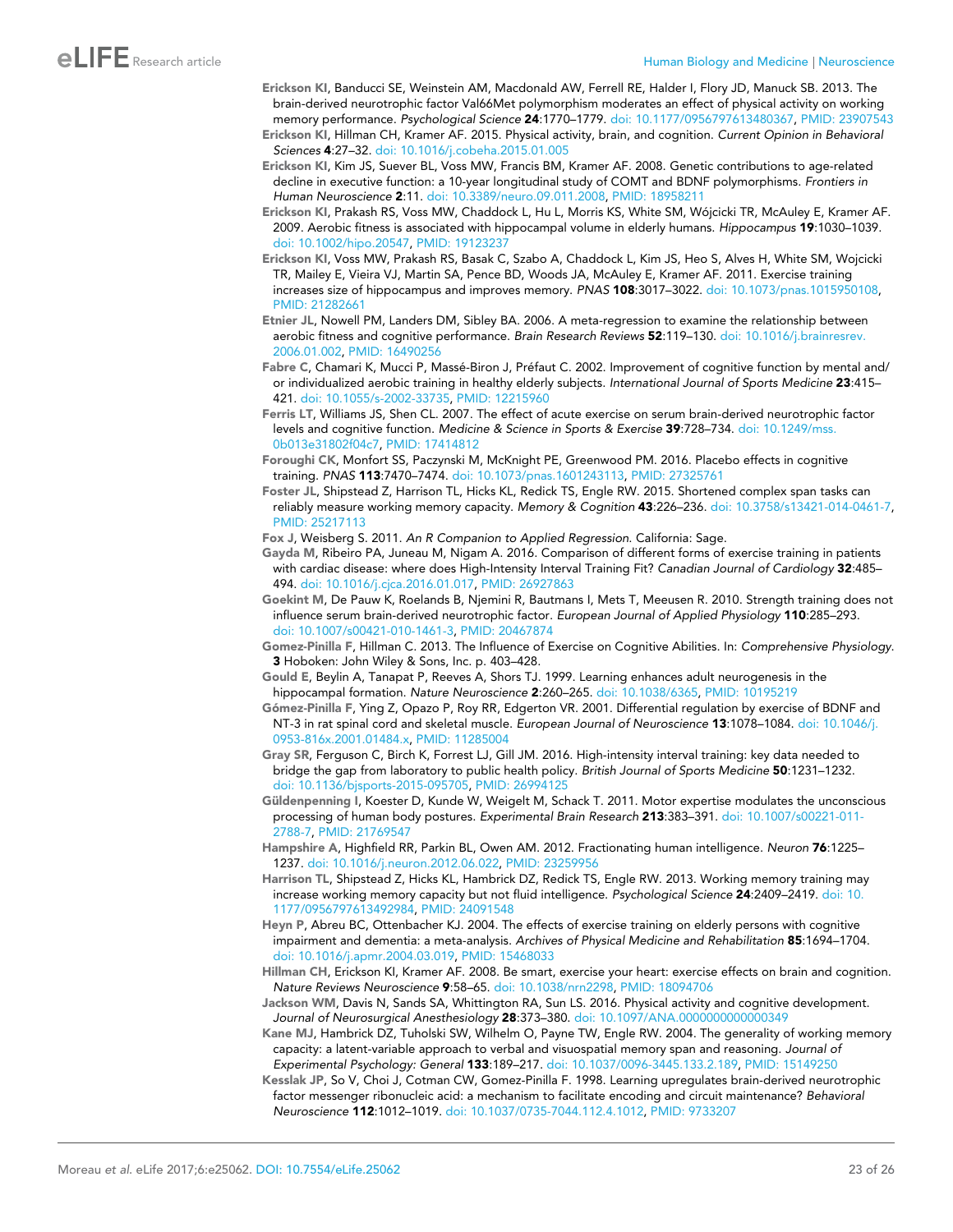Erickson KI, Banducci SE, Weinstein AM, Macdonald AW, Ferrell RE, Halder I, Flory JD, Manuck SB. 2013. The brain-derived neurotrophic factor Val66Met polymorphism moderates an effect of physical activity on working memory performance. *Psychological Science* **24**:1770–1779. doi: 10.1177/0956797613480367, PMID: 23907543

Erickson KI, Hillman CH, Kramer AF. 2015. Physical activity, brain, and cognition. *Current Opinion in Behavioral Sciences* **4**:27–32. doi: 10.1016/j.cobeha.2015.01.005

Erickson KI, Kim JS, Suever BL, Voss MW, Francis BM, Kramer AF. 2008. Genetic contributions to age-related decline in executive function: a 10-year longitudinal study of COMT and BDNF polymorphisms. *Frontiers in Human Neuroscience* **2**:11. doi: 10.3389/neuro.09.011.2008, PMID: 18958211

Erickson KI, Prakash RS, Voss MW, Chaddock L, Hu L, Morris KS, White SM, Wójcicki TR, McAuley E, Kramer AF. 2009. Aerobic fitness is associated with hippocampal volume in elderly humans. *Hippocampus* **19**:1030–1039. doi: 10.1002/hipo.20547, PMID: 19123237

Erickson KI, Voss MW, Prakash RS, Basak C, Szabo A, Chaddock L, Kim JS, Heo S, Alves H, White SM, Wojcicki TR, Mailey E, Vieira VJ, Martin SA, Pence BD, Woods JA, McAuley E, Kramer AF. 2011. Exercise training increases size of hippocampus and improves memory. *PNAS* **108**:3017–3022. doi: 10.1073/pnas.1015950108, PMID: 21282661

Etnier JL, Nowell PM, Landers DM, Sibley BA. 2006. A meta-regression to examine the relationship between aerobic fitness and cognitive performance. *Brain Research Reviews* **52**:119–130. doi: 10.1016/j.brainresrev.2006.01.002, PMID: 16490256

Fabre C, Chamari K, Mucci P, Massé-Biron J, Préfaut C. 2002. Improvement of cognitive function by mental and/or individualized aerobic training in healthy elderly subjects. *International Journal of Sports Medicine* **23**:415–421. doi: 10.1055/s-2002-33735, PMID: 12215960

Ferris LT, Williams JS, Shen CL. 2007. The effect of acute exercise on serum brain-derived neurotrophic factor levels and cognitive function. *Medicine & Science in Sports & Exercise* **39**:728–734. doi: 10.1249/mss.0b013e31802f04c7, PMID: 17414812

Foroughi CK, Monfort SS, Paczynski M, McKnight PE, Greenwood PM. 2016. Placebo effects in cognitive training. *PNAS* **113**:7470–7474. doi: 10.1073/pnas.1601243113, PMID: 27325761

Foster JL, Shipstead Z, Harrison TL, Hicks KL, Redick TS, Engle RW. 2015. Shortened complex span tasks can reliably measure working memory capacity. *Memory & Cognition* **43**:226–236. doi: 10.3758/s13421-014-0461-7, PMID: 25217113

Fox J, Weisberg S. 2011. *An R Companion to Applied Regression*. California: Sage.

Gayda M, Ribeiro PA, Juneau M, Nigam A. 2016. Comparison of different forms of exercise training in patients with cardiac disease: where does High-Intensity Interval Training Fit? *Canadian Journal of Cardiology* **32**:485–494. doi: 10.1016/j.cjca.2016.01.017, PMID: 26927863

Goekint M, De Pauw K, Roelands B, Njemini R, Bautmans I, Mets T, Meeusen R. 2010. Strength training does not influence serum brain-derived neurotrophic factor. *European Journal of Applied Physiology* **110**:285–293. doi: 10.1007/s00421-010-1461-3, PMID: 20467874

Gomez-Pinilla F, Hillman C. 2013. The Influence of Exercise on Cognitive Abilities. In: *Comprehensive Physiology*. **3** Hoboken: John Wiley & Sons, Inc. p. 403–428.

Gould E, Beylin A, Tanapat P, Reeves A, Shors TJ. 1999. Learning enhances adult neurogenesis in the hippocampal formation. *Nature Neuroscience* **2**:260–265. doi: 10.1038/6365, PMID: 10195219

Gómez-Pinilla F, Ying Z, Opazo P, Roy RR, Edgerton VR. 2001. Differential regulation by exercise of BDNF and NT-3 in rat spinal cord and skeletal muscle. *European Journal of Neuroscience* **13**:1078–1084. doi: 10.1046/j.0953-816x.2001.01484.x, PMID: 11285004

Gray SR, Ferguson C, Birch K, Forrest LJ, Gill JM. 2016. High-intensity interval training: key data needed to bridge the gap from laboratory to public health policy. *British Journal of Sports Medicine* **50**:1231–1232. doi: 10.1136/bjsports-2015-095705, PMID: 26994125

Güldenpenning I, Koester D, Kunde W, Weigelt M, Schack T. 2011. Motor expertise modulates the unconscious processing of human body postures. *Experimental Brain Research* **213**:383–391. doi: 10.1007/s00221-011-2788-7, PMID: 21769547

Hampshire A, Highfield RR, Parkin BL, Owen AM. 2012. Fractionating human intelligence. *Neuron* **76**:1225–1237. doi: 10.1016/j.neuron.2012.06.022, PMID: 23259956

Harrison TL, Shipstead Z, Hicks KL, Hambrick DZ, Redick TS, Engle RW. 2013. Working memory training may increase working memory capacity but not fluid intelligence. *Psychological Science* **24**:2409–2419. doi: 10.1177/0956797613492984, PMID: 24091548

Heyn P, Abreu BC, Ottenbacher KJ. 2004. The effects of exercise training on elderly persons with cognitive impairment and dementia: a meta-analysis. *Archives of Physical Medicine and Rehabilitation* **85**:1694–1704. doi: 10.1016/j.apmr.2004.03.019, PMID: 15468033

Hillman CH, Erickson KI, Kramer AF. 2008. Be smart, exercise your heart: exercise effects on brain and cognition. *Nature Reviews Neuroscience* **9**:58–65. doi: 10.1038/nrn2298, PMID: 18094706

Jackson WM, Davis N, Sands SA, Whittington RA, Sun LS. 2016. Physical activity and cognitive development. *Journal of Neurosurgical Anesthesiology* **28**:373–380. doi: 10.1097/ANA.0000000000000349

Kane MJ, Hambrick DZ, Tuholski SW, Wilhelm O, Payne TW, Engle RW. 2004. The generality of working memory capacity: a latent-variable approach to verbal and visuospatial memory span and reasoning. *Journal of Experimental Psychology: General* **133**:189–217. doi: 10.1037/0096-3445.133.2.189, PMID: 15149250

Kesslak JP, So V, Choi J, Cotman CW, Gomez-Pinilla F. 1998. Learning upregulates brain-derived neurotrophic factor messenger ribonucleic acid: a mechanism to facilitate encoding and circuit maintenance? *Behavioral Neuroscience* **112**:1012–1019. doi: 10.1037/0735-7044.112.4.1012, PMID: 9733207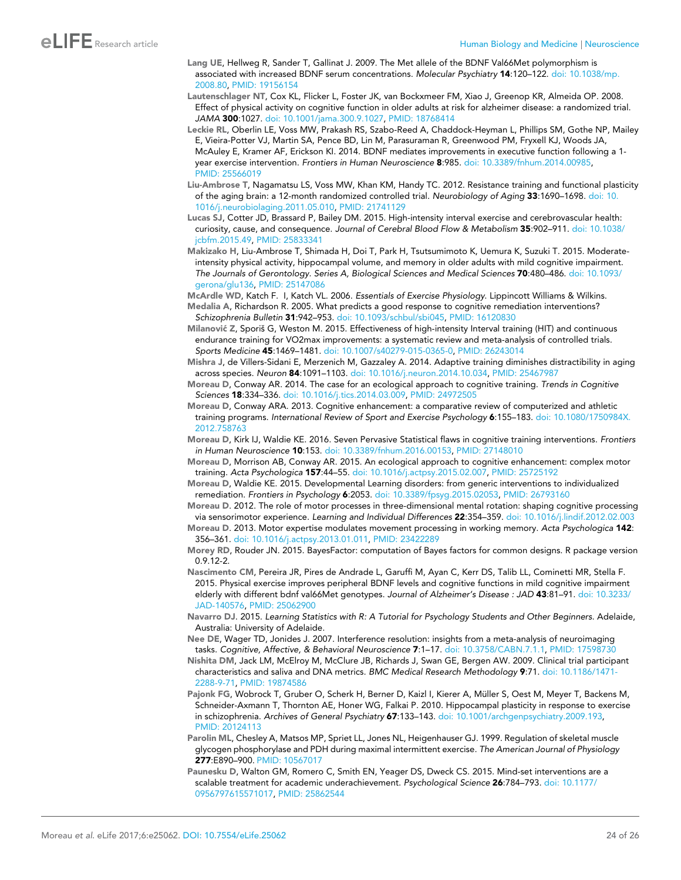Lang UE, Hellweg R, Sander T, Gallinat J. 2009. The Met allele of the BDNF Val66Met polymorphism is associated with increased BDNF serum concentrations. *Molecular Psychiatry* **14**:120–122. doi: 10.1038/mp.2008.80, PMID: 19156154

Lautenschlager NT, Cox KL, Flicker L, Foster JK, van Bockxmeer FM, Xiao J, Greenop KR, Almeida OP. 2008. Effect of physical activity on cognitive function in older adults at risk for alzheimer disease: a randomized trial. *JAMA* **300**:1027. doi: 10.1001/jama.300.9.1027, PMID: 18768414

Leckie RL, Oberlin LE, Voss MW, Prakash RS, Szabo-Reed A, Chaddock-Heyman L, Phillips SM, Gothe NP, Mailey E, Vieira-Potter VJ, Martin SA, Pence BD, Lin M, Parasuraman R, Greenwood PM, Fryxell KJ, Woods JA, McAuley E, Kramer AF, Erickson KI. 2014. BDNF mediates improvements in executive function following a 1-year exercise intervention. *Frontiers in Human Neuroscience* **8**:985. doi: 10.3389/fnhum.2014.00985, PMID: 25566019

Liu-Ambrose T, Nagamatsu LS, Voss MW, Khan KM, Handy TC. 2012. Resistance training and functional plasticity of the aging brain: a 12-month randomized controlled trial. *Neurobiology of Aging* **33**:1690–1698. doi: 10.1016/j.neurobiolaging.2011.05.010, PMID: 21741129

Lucas SJ, Cotter JD, Brassard P, Bailey DM. 2015. High-intensity interval exercise and cerebrovascular health: curiosity, cause, and consequence. *Journal of Cerebral Blood Flow & Metabolism* **35**:902–911. doi: 10.1038/jcbfm.2015.49, PMID: 25833341

Makizako H, Liu-Ambrose T, Shimada H, Doi T, Park H, Tsutsumimoto K, Uemura K, Suzuki T. 2015. Moderate-intensity physical activity, hippocampal volume, and memory in older adults with mild cognitive impairment. *The Journals of Gerontology. Series A, Biological Sciences and Medical Sciences* **70**:480–486. doi: 10.1093/gerona/glu136, PMID: 25147086

McArdle WD, Katch F. I, Katch VL. 2006. *Essentials of Exercise Physiology*. Lippincott Williams & Wilkins.

Medalia A, Richardson R. 2005. What predicts a good response to cognitive remediation interventions? *Schizophrenia Bulletin* **31**:942–953. doi: 10.1093/schbul/sbi045, PMID: 16120830

Milanović Z, Sporiš G, Weston M. 2015. Effectiveness of high-intensity Interval training (HIT) and continuous endurance training for VO2max improvements: a systematic review and meta-analysis of controlled trials. *Sports Medicine* **45**:1469–1481. doi: 10.1007/s40279-015-0365-0, PMID: 26243014

Mishra J, de Villers-Sidani E, Merzenich M, Gazzaley A. 2014. Adaptive training diminishes distractibility in aging across species. *Neuron* **84**:1091–1103. doi: 10.1016/j.neuron.2014.10.034, PMID: 25467987

Moreau D, Conway AR. 2014. The case for an ecological approach to cognitive training. *Trends in Cognitive Sciences* **18**:334–336. doi: 10.1016/j.tics.2014.03.009, PMID: 24972505

Moreau D, Conway ARA. 2013. Cognitive enhancement: a comparative review of computerized and athletic training programs. *International Review of Sport and Exercise Psychology* **6**:155–183. doi: 10.1080/1750984X.2012.758763

Moreau D, Kirk IJ, Waldie KE. 2016. Seven Pervasive Statistical flaws in cognitive training interventions. *Frontiers in Human Neuroscience* **10**:153. doi: 10.3389/fnhum.2016.00153, PMID: 27148010

Moreau D, Morrison AB, Conway AR. 2015. An ecological approach to cognitive enhancement: complex motor training. *Acta Psychologica* **157**:44–55. doi: 10.1016/j.actpsy.2015.02.007, PMID: 25725192

Moreau D, Waldie KE. 2015. Developmental Learning disorders: from generic interventions to individualized remediation. *Frontiers in Psychology* **6**:2053. doi: 10.3389/fpsyg.2015.02053, PMID: 26793160

Moreau D. 2012. The role of motor processes in three-dimensional mental rotation: shaping cognitive processing via sensorimotor experience. *Learning and Individual Differences* **22**:354–359. doi: 10.1016/j.lindif.2012.02.003

Moreau D. 2013. Motor expertise modulates movement processing in working memory. *Acta Psychologica* **142**:356–361. doi: 10.1016/j.actpsy.2013.01.011, PMID: 23422289

Morey RD, Rouder JN. 2015. BayesFactor: computation of Bayes factors for common designs. R package version 0.9.12-2.

Nascimento CM, Pereira JR, Pires de Andrade L, Garuffi M, Ayan C, Kerr DS, Talib LL, Cominetti MR, Stella F. 2015. Physical exercise improves peripheral BDNF levels and cognitive functions in mild cognitive impairment elderly with different bdnf val66Met genotypes. *Journal of Alzheimer's Disease : JAD* **43**:81–91. doi: 10.3233/JAD-140576, PMID: 25062900

Navarro DJ. 2015. *Learning Statistics with R: A Tutorial for Psychology Students and Other Beginners*. Adelaide, Australia: University of Adelaide.

Nee DE, Wager TD, Jonides J. 2007. Interference resolution: insights from a meta-analysis of neuroimaging tasks. *Cognitive, Affective, & Behavioral Neuroscience* **7**:1–17. doi: 10.3758/CABN.7.1.1, PMID: 17598730

Nishita DM, Jack LM, McElroy M, McClure JB, Richards J, Swan GE, Bergen AW. 2009. Clinical trial participant characteristics and saliva and DNA metrics. *BMC Medical Research Methodology* **9**:71. doi: 10.1186/1471-2288-9-71, PMID: 19874586

Pajonk FG, Wobrock T, Gruber O, Scherk H, Berner D, Kaizl I, Kierer A, Müller S, Oest M, Meyer T, Backens M, Schneider-Axmann T, Thornton AE, Honer WG, Falkai P. 2010. Hippocampal plasticity in response to exercise in schizophrenia. *Archives of General Psychiatry* **67**:133–143. doi: 10.1001/archgenpsychiatry.2009.193, PMID: 20124113

Parolin ML, Chesley A, Matsos MP, Spriet LL, Jones NL, Heigenhauser GJ. 1999. Regulation of skeletal muscle glycogen phosphorylase and PDH during maximal intermittent exercise. *The American Journal of Physiology* **277**:E890–900. PMID: 10567017

Paunesku D, Walton GM, Romero C, Smith EN, Yeager DS, Dweck CS. 2015. Mind-set interventions are a scalable treatment for academic underachievement. *Psychological Science* **26**:784–793. doi: 10.1177/0956797615571017, PMID: 25862544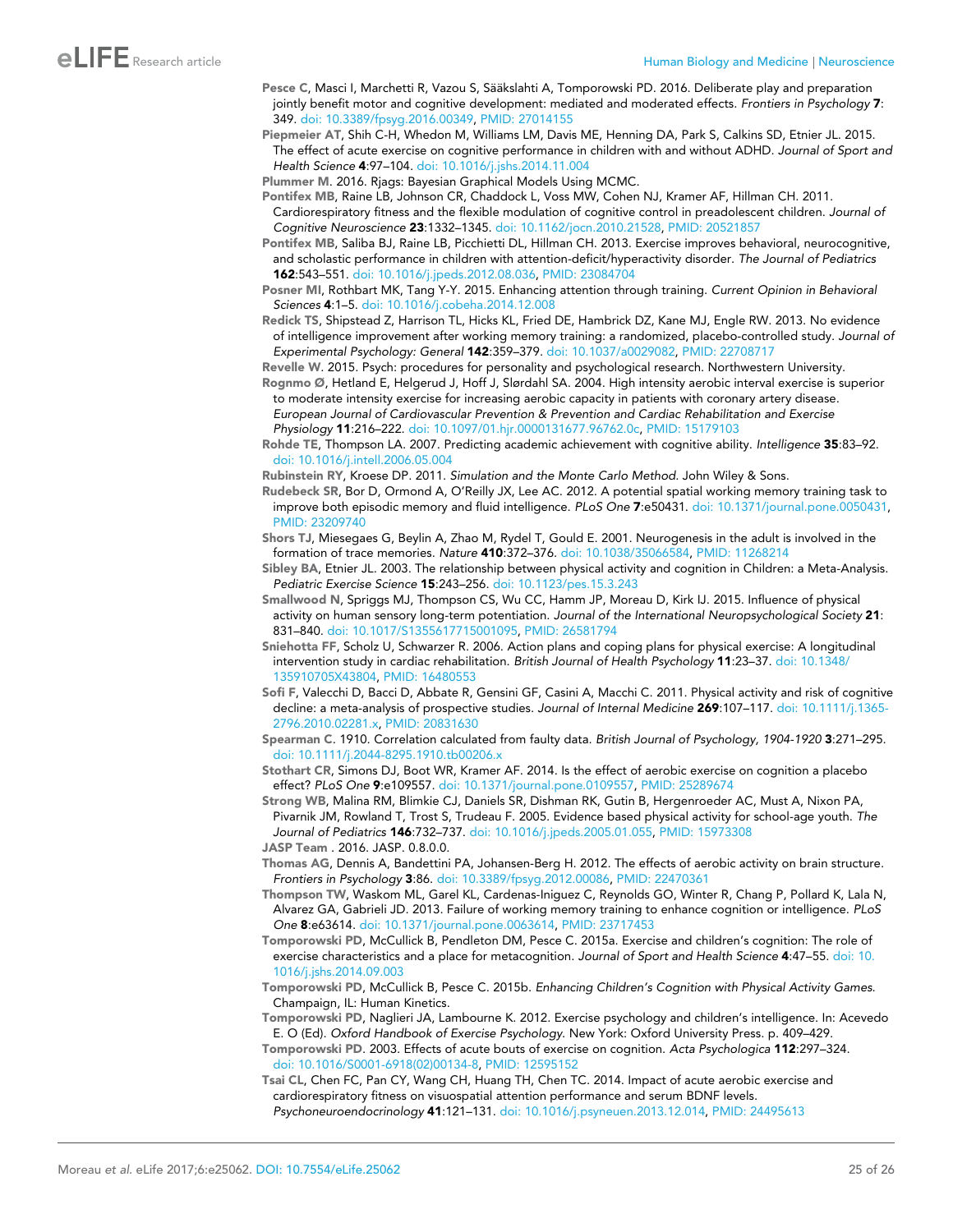Pesce C, Masci I, Marchetti R, Vazou S, Sääkslahti A, Tomporowski PD. 2016. Deliberate play and preparation jointly benefit motor and cognitive development: mediated and moderated effects. *Frontiers in Psychology* **7**: 349. doi: 10.3389/fpsyg.2016.00349, PMID: 27014155

Piepmeier AT, Shih C-H, Whedon M, Williams LM, Davis ME, Henning DA, Park S, Calkins SD, Etnier JL. 2015. The effect of acute exercise on cognitive performance in children with and without ADHD. *Journal of Sport and Health Science* **4**:97–104. doi: 10.1016/j.jshs.2014.11.004

Plummer M. 2016. Rjags: Bayesian Graphical Models Using MCMC.

Pontifex MB, Raine LB, Johnson CR, Chaddock L, Voss MW, Cohen NJ, Kramer AF, Hillman CH. 2011. Cardiorespiratory fitness and the flexible modulation of cognitive control in preadolescent children. *Journal of Cognitive Neuroscience* **23**:1332–1345. doi: 10.1162/jocn.2010.21528, PMID: 20521857

Pontifex MB, Saliba BJ, Raine LB, Picchietti DL, Hillman CH. 2013. Exercise improves behavioral, neurocognitive, and scholastic performance in children with attention-deficit/hyperactivity disorder. *The Journal of Pediatrics* **162**:543–551. doi: 10.1016/j.jpeds.2012.08.036, PMID: 23084704

Posner MI, Rothbart MK, Tang Y-Y. 2015. Enhancing attention through training. *Current Opinion in Behavioral Sciences* **4**:1–5. doi: 10.1016/j.cobeha.2014.12.008

Redick TS, Shipstead Z, Harrison TL, Hicks KL, Fried DE, Hambrick DZ, Kane MJ, Engle RW. 2013. No evidence of intelligence improvement after working memory training: a randomized, placebo-controlled study. *Journal of Experimental Psychology: General* **142**:359–379. doi: 10.1037/a0029082, PMID: 22708717

Revelle W. 2015. Psych: procedures for personality and psychological research. Northwestern University.

Rognmo Ø, Hetland E, Helgerud J, Hoff J, Slørdahl SA. 2004. High intensity aerobic interval exercise is superior to moderate intensity exercise for increasing aerobic capacity in patients with coronary artery disease. *European Journal of Cardiovascular Prevention & Prevention and Cardiac Rehabilitation and Exercise Physiology* **11**:216–222. doi: 10.1097/01.hjr.0000131677.96762.0c, PMID: 15179103

Rohde TE, Thompson LA. 2007. Predicting academic achievement with cognitive ability. *Intelligence* **35**:83–92. doi: 10.1016/j.intell.2006.05.004

Rubinstein RY, Kroese DP. 2011. *Simulation and the Monte Carlo Method*. John Wiley & Sons.

Rudebeck SR, Bor D, Ormond A, O'Reilly JX, Lee AC. 2012. A potential spatial working memory training task to improve both episodic memory and fluid intelligence. *PLoS One* **7**:e50431. doi: 10.1371/journal.pone.0050431, PMID: 23209740

Shors TJ, Miesegaes G, Beylin A, Zhao M, Rydel T, Gould E. 2001. Neurogenesis in the adult is involved in the formation of trace memories. *Nature* **410**:372–376. doi: 10.1038/35066584, PMID: 11268214

Sibley BA, Etnier JL. 2003. The relationship between physical activity and cognition in Children: a Meta-Analysis. *Pediatric Exercise Science* **15**:243–256. doi: 10.1123/pes.15.3.243

Smallwood N, Spriggs MJ, Thompson CS, Wu CC, Hamm JP, Moreau D, Kirk IJ. 2015. Influence of physical activity on human sensory long-term potentiation. *Journal of the International Neuropsychological Society* **21**: 831–840. doi: 10.1017/S1355617715001095, PMID: 26581794

Sniehotta FF, Scholz U, Schwarzer R. 2006. Action plans and coping plans for physical exercise: A longitudinal intervention study in cardiac rehabilitation. *British Journal of Health Psychology* **11**:23–37. doi: 10.1348/135910705X43804, PMID: 16480553

Sofi F, Valecchi D, Bacci D, Abbate R, Gensini GF, Casini A, Macchi C. 2011. Physical activity and risk of cognitive decline: a meta-analysis of prospective studies. *Journal of Internal Medicine* **269**:107–117. doi: 10.1111/j.1365-2796.2010.02281.x, PMID: 20831630

Spearman C. 1910. Correlation calculated from faulty data. *British Journal of Psychology, 1904-1920* **3**:271–295. doi: 10.1111/j.2044-8295.1910.tb00206.x

Stothart CR, Simons DJ, Boot WR, Kramer AF. 2014. Is the effect of aerobic exercise on cognition a placebo effect? *PLoS One* **9**:e109557. doi: 10.1371/journal.pone.0109557, PMID: 25289674

Strong WB, Malina RM, Blimkie CJ, Daniels SR, Dishman RK, Gutin B, Hergenroeder AC, Must A, Nixon PA, Pivarnik JM, Rowland T, Trost S, Trudeau F. 2005. Evidence based physical activity for school-age youth. *The Journal of Pediatrics* **146**:732–737. doi: 10.1016/j.jpeds.2005.01.055, PMID: 15973308

JASP Team . 2016. JASP. 0.8.0.0.

Thomas AG, Dennis A, Bandettini PA, Johansen-Berg H. 2012. The effects of aerobic activity on brain structure. *Frontiers in Psychology* **3**:86. doi: 10.3389/fpsyg.2012.00086, PMID: 22470361

Thompson TW, Waskom ML, Garel KL, Cardenas-Iniguez C, Reynolds GO, Winter R, Chang P, Pollard K, Lala N, Alvarez GA, Gabrieli JD. 2013. Failure of working memory training to enhance cognition or intelligence. *PLoS One* **8**:e63614. doi: 10.1371/journal.pone.0063614, PMID: 23717453

Tomporowski PD, McCullick B, Pendleton DM, Pesce C. 2015a. Exercise and children's cognition: The role of exercise characteristics and a place for metacognition. *Journal of Sport and Health Science* **4**:47–55. doi: 10.1016/j.jshs.2014.09.003

Tomporowski PD, McCullick B, Pesce C. 2015b. *Enhancing Children's Cognition with Physical Activity Games*. Champaign, IL: Human Kinetics.

Tomporowski PD, Naglieri JA, Lambourne K. 2012. Exercise psychology and children's intelligence. In: Acevedo E. O (Ed). *Oxford Handbook of Exercise Psychology*. New York: Oxford University Press. p. 409–429.

Tomporowski PD. 2003. Effects of acute bouts of exercise on cognition. *Acta Psychologica* **112**:297–324. doi: 10.1016/S0001-6918(02)00134-8, PMID: 12595152

Tsai CL, Chen FC, Pan CY, Wang CH, Huang TH, Chen TC. 2014. Impact of acute aerobic exercise and cardiorespiratory fitness on visuospatial attention performance and serum BDNF levels. *Psychoneuroendocrinology* **41**:121–131. doi: 10.1016/j.psyneuen.2013.12.014, PMID: 24495613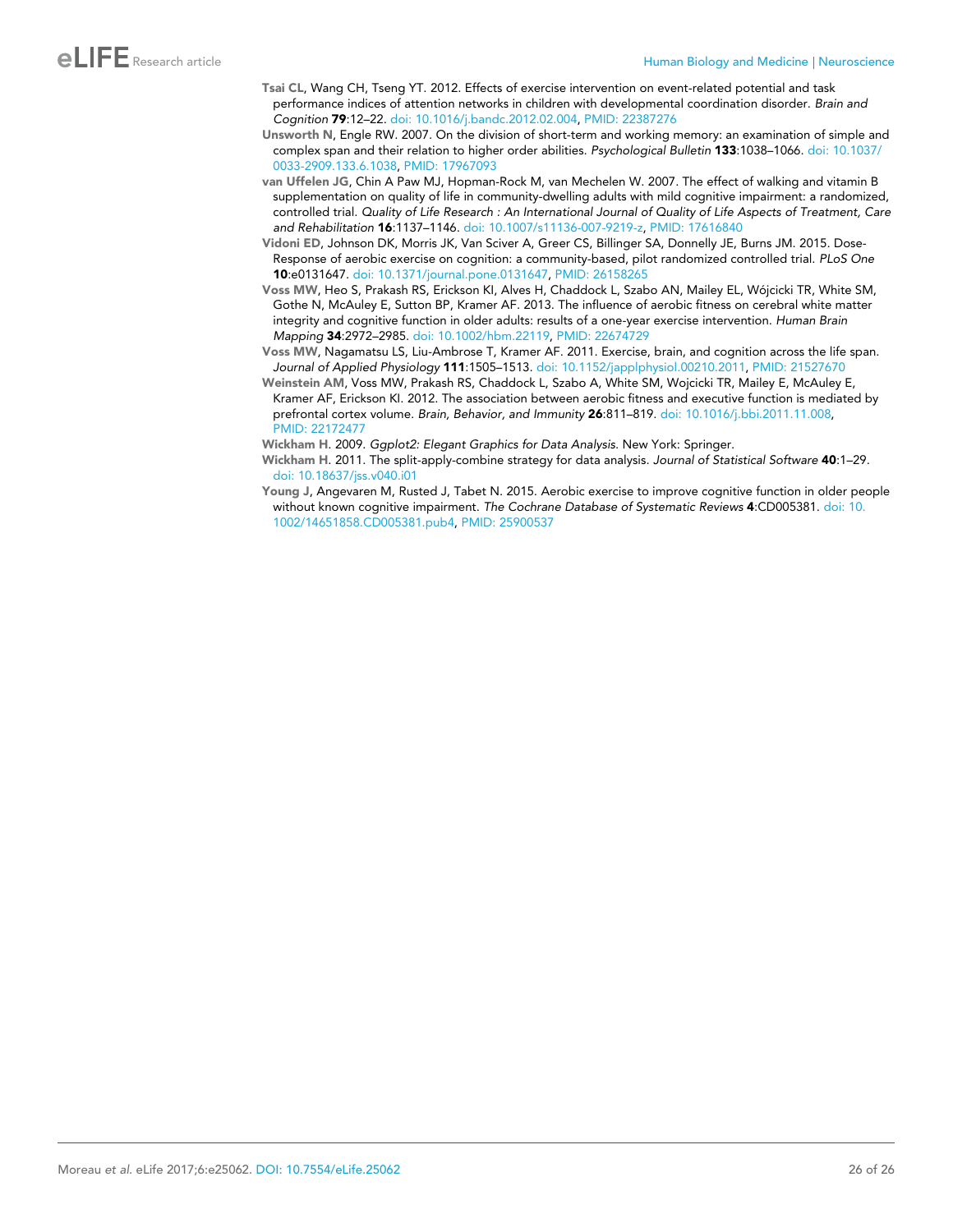**Tsai CL**, Wang CH, Tseng YT. 2012. Effects of exercise intervention on event-related potential and task performance indices of attention networks in children with developmental coordination disorder. *Brain and Cognition* **79**:12–22. doi: 10.1016/j.bandc.2012.02.004, PMID: 22387276

**Unsworth N**, Engle RW. 2007. On the division of short-term and working memory: an examination of simple and complex span and their relation to higher order abilities. *Psychological Bulletin* **133**:1038–1066. doi: 10.1037/0033-2909.133.6.1038, PMID: 17967093

**van Uffelen JG**, Chin A Paw MJ, Hopman-Rock M, van Mechelen W. 2007. The effect of walking and vitamin B supplementation on quality of life in community-dwelling adults with mild cognitive impairment: a randomized, controlled trial. *Quality of Life Research : An International Journal of Quality of Life Aspects of Treatment, Care and Rehabilitation* **16**:1137–1146. doi: 10.1007/s11136-007-9219-z, PMID: 17616840

**Vidoni ED**, Johnson DK, Morris JK, Van Sciver A, Greer CS, Billinger SA, Donnelly JE, Burns JM. 2015. Dose-Response of aerobic exercise on cognition: a community-based, pilot randomized controlled trial. *PLoS One* **10**:e0131647. doi: 10.1371/journal.pone.0131647, PMID: 26158265

**Voss MW**, Heo S, Prakash RS, Erickson KI, Alves H, Chaddock L, Szabo AN, Mailey EL, Wójcicki TR, White SM, Gothe N, McAuley E, Sutton BP, Kramer AF. 2013. The influence of aerobic fitness on cerebral white matter integrity and cognitive function in older adults: results of a one-year exercise intervention. *Human Brain Mapping* **34**:2972–2985. doi: 10.1002/hbm.22119, PMID: 22674729

**Voss MW**, Nagamatsu LS, Liu-Ambrose T, Kramer AF. 2011. Exercise, brain, and cognition across the life span. *Journal of Applied Physiology* **111**:1505–1513. doi: 10.1152/japplphysiol.00210.2011, PMID: 21527670

**Weinstein AM**, Voss MW, Prakash RS, Chaddock L, Szabo A, White SM, Wojcicki TR, Mailey E, McAuley E, Kramer AF, Erickson KI. 2012. The association between aerobic fitness and executive function is mediated by prefrontal cortex volume. *Brain, Behavior, and Immunity* **26**:811–819. doi: 10.1016/j.bbi.2011.11.008, PMID: 22172477

**Wickham H**. 2009. *Ggplot2: Elegant Graphics for Data Analysis*. New York: Springer.

**Wickham H**. 2011. The split-apply-combine strategy for data analysis. *Journal of Statistical Software* **40**:1–29. doi: 10.18637/jss.v040.i01

**Young J**, Angevaren M, Rusted J, Tabet N. 2015. Aerobic exercise to improve cognitive function in older people without known cognitive impairment. *The Cochrane Database of Systematic Reviews* **4**:CD005381. doi: 10.1002/14651858.CD005381.pub4, PMID: 25900537